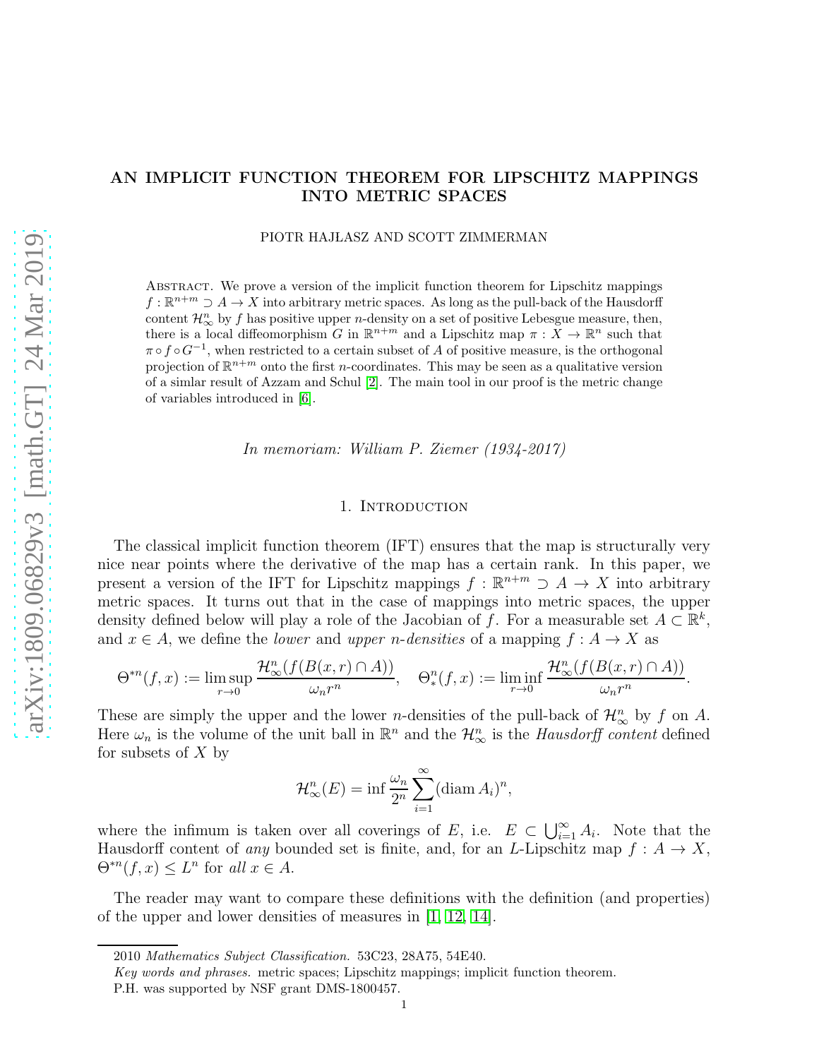# AN IMPLICIT FUNCTION THEOREM FOR LIPSCHITZ MAPPINGS INTO METRIC SPACES

PIOTR HAJŁASZ AND SCOTT ZIMMERMAN

Abstract. We prove a version of the implicit function theorem for Lipschitz mappings $f : \mathbb{R}^{n+m} \supset A \to X$ into arbitrary metric spaces. As long as the pull-back of the Hausdorff content $\mathcal{H}^n_\infty$ by $f$ has positive upper $n$-density on a set of positive Lebesgue measure, then, there is a local diffeomorphism $G$ in $\mathbb{R}^{n+m}$ and a Lipschitz map $\pi : X \to \mathbb{R}^n$ such that $\pi \circ f \circ G^{-1}$, when restricted to a certain subset of $A$ of positive measure, is the orthogonal projection of $\mathbb{R}^{n+m}$ onto the first $n$-coordinates. This may be seen as a qualitative version of a simlar result of Azzam and Schul [2]. The main tool in our proof is the metric change of variables introduced in [6].

*In memoriam: William P. Ziemer (1934-2017)*

## 1. Introduction

The classical implicit function theorem (IFT) ensures that the map is structurally very nice near points where the derivative of the map has a certain rank. In this paper, we present a version of the IFT for Lipschitz mappings $f : \mathbb{R}^{n+m} \supset A \to X$ into arbitrary metric spaces. It turns out that in the case of mappings into metric spaces, the upper density defined below will play a role of the Jacobian of $f$. For a measurable set $A \subset \mathbb{R}^k$, and $x \in A$, we define the *lower* and *upper n-densities* of a mapping $f : A \to X$ as

$$\Theta^{*n}(f, x) := \limsup_{r \to 0} \frac{\mathcal{H}^n_\infty(f(B(x, r) \cap A))}{\omega_n r^n}, \quad \Theta^n_*(f, x) := \liminf_{r \to 0} \frac{\mathcal{H}^n_\infty(f(B(x, r) \cap A))}{\omega_n r^n}.$$

These are simply the upper and the lower $n$-densities of the pull-back of $\mathcal{H}^n_\infty$ by $f$ on $A$. Here $\omega_n$ is the volume of the unit ball in $\mathbb{R}^n$ and the $\mathcal{H}^n_\infty$ is the *Hausdorff content* defined for subsets of $X$ by

$$\mathcal{H}^n_\infty(E) = \inf \frac{\omega_n}{2^n} \sum_{i=1}^{\infty} (\operatorname{diam} A_i)^n,$$

where the infimum is taken over all coverings of $E$, i.e. $E \subset \bigcup_{i=1}^\infty A_i$. Note that the Hausdorff content of *any* bounded set is finite, and, for an $L$-Lipschitz map $f : A \to X$, $\Theta^{*n}(f, x) \leq L^n$ for *all* $x \in A$.

The reader may want to compare these definitions with the definition (and properties) of the upper and lower densities of measures in [1, 12, 14].

---

2010 *Mathematics Subject Classification.* 53C23, 28A75, 54E40.

*Key words and phrases.* metric spaces; Lipschitz mappings; implicit function theorem.

P.H. was supported by NSF grant DMS-1800457.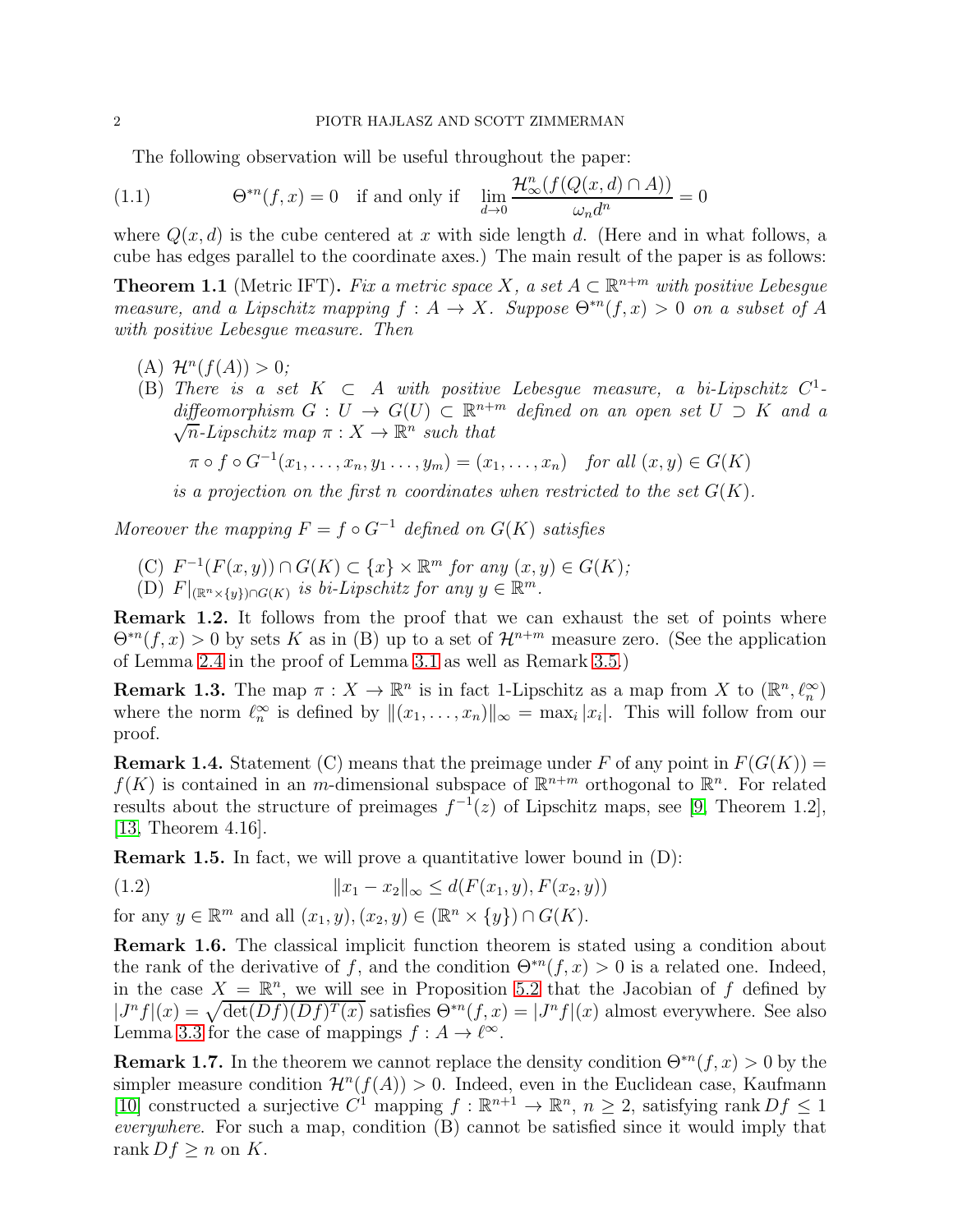The following observation will be useful throughout the paper:

$$\Theta^{*n}(f,x)=0 \quad \text{if and only if} \quad \lim_{d\to 0}\frac{\mathcal{H}^n_\infty(f(Q(x,d)\cap A))}{\omega_n d^n}=0 \tag{1.1}$$

where $Q(x,d)$ is the cube centered at $x$ with side length $d$. (Here and in what follows, a cube has edges parallel to the coordinate axes.) The main result of the paper is as follows:

**Theorem 1.1** (Metric IFT)**.** *Fix a metric space $X$, a set $A\subset\mathbb{R}^{n+m}$ with positive Lebesgue measure, and a Lipschitz mapping $f:A\to X$. Suppose $\Theta^{*n}(f,x)>0$ on a subset of $A$ with positive Lebesgue measure. Then*

- (A) *$\mathcal{H}^n(f(A))>0$;*
- (B) *There is a set $K\subset A$ with positive Lebesgue measure, a bi-Lipschitz $C^1$-diffeomorphism $G:U\to G(U)\subset\mathbb{R}^{n+m}$ defined on an open set $U\supset K$ and a $\sqrt{n}$-Lipschitz map $\pi:X\to\mathbb{R}^n$ such that*

  $$\pi\circ f\circ G^{-1}(x_1,\ldots,x_n,y_1\ldots,y_m)=(x_1,\ldots,x_n) \quad \text{for all } (x,y)\in G(K)$$

  *is a projection on the first $n$ coordinates when restricted to the set $G(K)$.*

*Moreover the mapping $F=f\circ G^{-1}$ defined on $G(K)$ satisfies*

- (C) *$F^{-1}(F(x,y))\cap G(K)\subset\{x\}\times\mathbb{R}^m$ for any $(x,y)\in G(K)$;*
- (D) *$F|_{(\mathbb{R}^n\times\{y\})\cap G(K)}$ is bi-Lipschitz for any $y\in\mathbb{R}^m$.*

**Remark 1.2.** It follows from the proof that we can exhaust the set of points where $\Theta^{*n}(f,x)>0$ by sets $K$ as in (B) up to a set of $\mathcal{H}^{n+m}$ measure zero. (See the application of Lemma 2.4 in the proof of Lemma 3.1 as well as Remark 3.5.)

**Remark 1.3.** The map $\pi:X\to\mathbb{R}^n$ is in fact 1-Lipschitz as a map from $X$ to $(\mathbb{R}^n,\ell^\infty_n)$ where the norm $\ell^\infty_n$ is defined by $\|(x_1,\ldots,x_n)\|_\infty=\max_i|x_i|$. This will follow from our proof.

**Remark 1.4.** Statement (C) means that the preimage under $F$ of any point in $F(G(K))=f(K)$ is contained in an $m$-dimensional subspace of $\mathbb{R}^{n+m}$ orthogonal to $\mathbb{R}^n$. For related results about the structure of preimages $f^{-1}(z)$ of Lipschitz maps, see [9, Theorem 1.2], [13, Theorem 4.16].

**Remark 1.5.** In fact, we will prove a quantitative lower bound in (D):

$$\|x_1-x_2\|_\infty\leq d(F(x_1,y),F(x_2,y)) \tag{1.2}$$

for any $y\in\mathbb{R}^m$ and all $(x_1,y),(x_2,y)\in(\mathbb{R}^n\times\{y\})\cap G(K)$.

**Remark 1.6.** The classical implicit function theorem is stated using a condition about the rank of the derivative of $f$, and the condition $\Theta^{*n}(f,x)>0$ is a related one. Indeed, in the case $X=\mathbb{R}^n$, we will see in Proposition 5.2 that the Jacobian of $f$ defined by $|J^nf|(x)=\sqrt{\det(Df)(Df)^T(x)}$ satisfies $\Theta^{*n}(f,x)=|J^nf|(x)$ almost everywhere. See also Lemma 3.3 for the case of mappings $f:A\to\ell^\infty$.

**Remark 1.7.** In the theorem we cannot replace the density condition $\Theta^{*n}(f,x)>0$ by the simpler measure condition $\mathcal{H}^n(f(A))>0$. Indeed, even in the Euclidean case, Kaufmann [10] constructed a surjective $C^1$ mapping $f:\mathbb{R}^{n+1}\to\mathbb{R}^n$, $n\geq 2$, satisfying $\operatorname{rank}Df\leq 1$ *everywhere*. For such a map, condition (B) cannot be satisfied since it would imply that $\operatorname{rank}Df\geq n$ on $K$.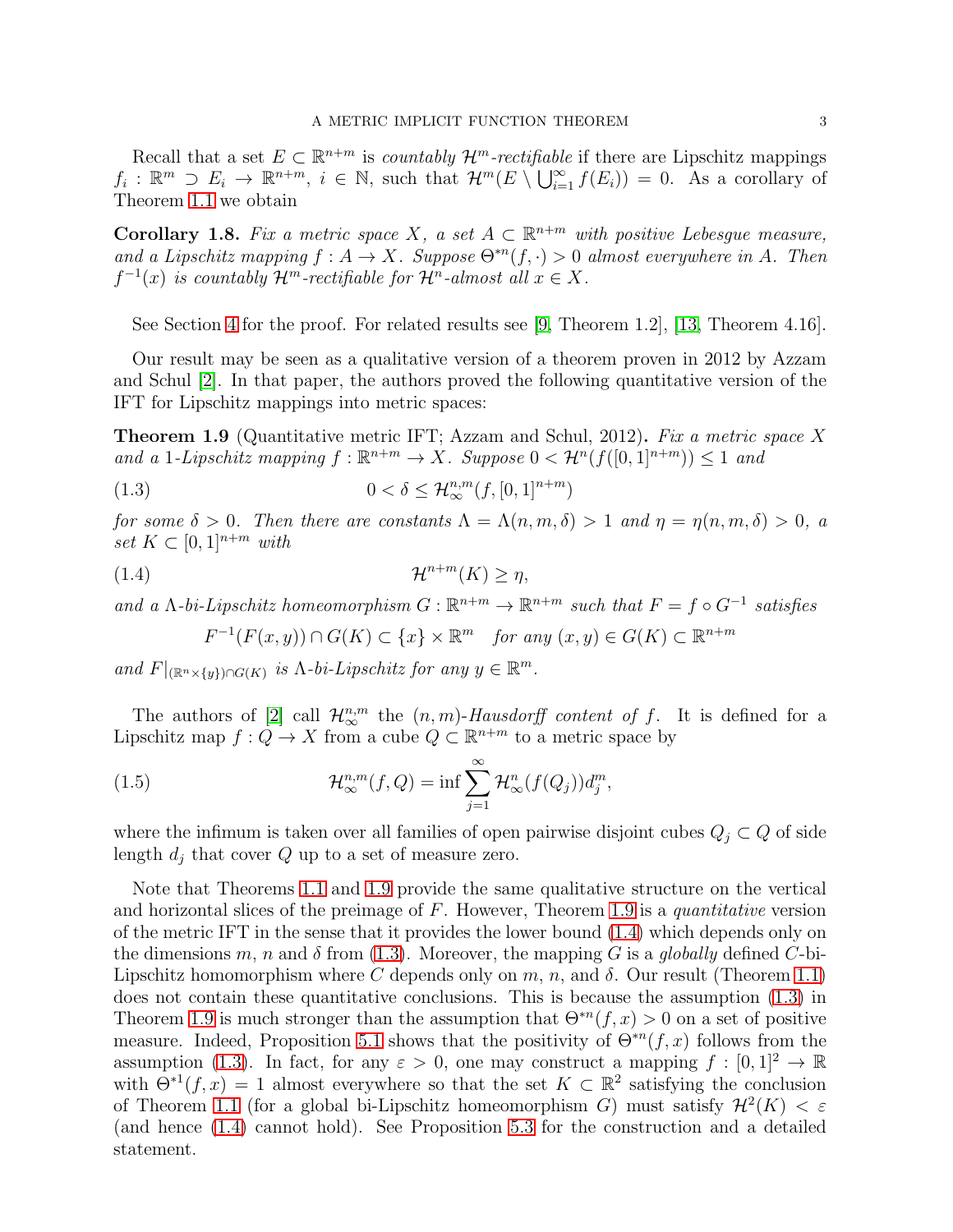Recall that a set $E \subset \mathbb{R}^{n+m}$ is *countably $\mathcal{H}^m$-rectifiable* if there are Lipschitz mappings $f_i : \mathbb{R}^m \supset E_i \to \mathbb{R}^{n+m}$, $i \in \mathbb{N}$, such that $\mathcal{H}^m(E \setminus \bigcup_{i=1}^\infty f(E_i)) = 0$. As a corollary of Theorem 1.1 we obtain

**Corollary 1.8.** *Fix a metric space $X$, a set $A \subset \mathbb{R}^{n+m}$ with positive Lebesgue measure, and a Lipschitz mapping $f : A \to X$. Suppose $\Theta^{*n}(f, \cdot) > 0$ almost everywhere in $A$. Then $f^{-1}(x)$ is countably $\mathcal{H}^m$-rectifiable for $\mathcal{H}^n$-almost all $x \in X$.*

See Section 4 for the proof. For related results see [9, Theorem 1.2], [13, Theorem 4.16].

Our result may be seen as a qualitative version of a theorem proven in 2012 by Azzam and Schul [2]. In that paper, the authors proved the following quantitative version of the IFT for Lipschitz mappings into metric spaces:

**Theorem 1.9** (Quantitative metric IFT; Azzam and Schul, 2012)**.** *Fix a metric space $X$ and a 1-Lipschitz mapping $f : \mathbb{R}^{n+m} \to X$. Suppose $0 < \mathcal{H}^n(f([0,1]^{n+m})) \leq 1$ and*

$$0 < \delta \leq \mathcal{H}^{n,m}_\infty(f, [0,1]^{n+m}) \tag{1.3}$$

*for some $\delta > 0$. Then there are constants $\Lambda = \Lambda(n, m, \delta) > 1$ and $\eta = \eta(n, m, \delta) > 0$, a set $K \subset [0,1]^{n+m}$ with*

$$\mathcal{H}^{n+m}(K) \geq \eta, \tag{1.4}$$

*and a $\Lambda$-bi-Lipschitz homeomorphism $G : \mathbb{R}^{n+m} \to \mathbb{R}^{n+m}$ such that $F = f \circ G^{-1}$ satisfies*

$$F^{-1}(F(x,y)) \cap G(K) \subset \{x\} \times \mathbb{R}^m \quad \textit{for any } (x,y) \in G(K) \subset \mathbb{R}^{n+m}$$

*and $F|_{(\mathbb{R}^n \times \{y\}) \cap G(K)}$ is $\Lambda$-bi-Lipschitz for any $y \in \mathbb{R}^m$.*

The authors of [2] call $\mathcal{H}^{n,m}_\infty$ the *$(n,m)$-Hausdorff content of $f$*. It is defined for a Lipschitz map $f : Q \to X$ from a cube $Q \subset \mathbb{R}^{n+m}$ to a metric space by

$$\mathcal{H}^{n,m}_\infty(f, Q) = \inf \sum_{j=1}^\infty \mathcal{H}^n_\infty(f(Q_j)) d_j^m, \tag{1.5}$$

where the infimum is taken over all families of open pairwise disjoint cubes $Q_j \subset Q$ of side length $d_j$ that cover $Q$ up to a set of measure zero.

Note that Theorems 1.1 and 1.9 provide the same qualitative structure on the vertical and horizontal slices of the preimage of $F$. However, Theorem 1.9 is a *quantitative* version of the metric IFT in the sense that it provides the lower bound (1.4) which depends only on the dimensions $m$, $n$ and $\delta$ from (1.3). Moreover, the mapping $G$ is a *globally* defined $C$-bi-Lipschitz homomorphism where $C$ depends only on $m$, $n$, and $\delta$. Our result (Theorem 1.1) does not contain these quantitative conclusions. This is because the assumption (1.3) in Theorem 1.9 is much stronger than the assumption that $\Theta^{*n}(f,x) > 0$ on a set of positive measure. Indeed, Proposition 5.1 shows that the positivity of $\Theta^{*n}(f,x)$ follows from the assumption (1.3). In fact, for any $\varepsilon > 0$, one may construct a mapping $f : [0,1]^2 \to \mathbb{R}$ with $\Theta^{*1}(f,x) = 1$ almost everywhere so that the set $K \subset \mathbb{R}^2$ satisfying the conclusion of Theorem 1.1 (for a global bi-Lipschitz homeomorphism $G$) must satisfy $\mathcal{H}^2(K) < \varepsilon$ (and hence (1.4) cannot hold). See Proposition 5.3 for the construction and a detailed statement.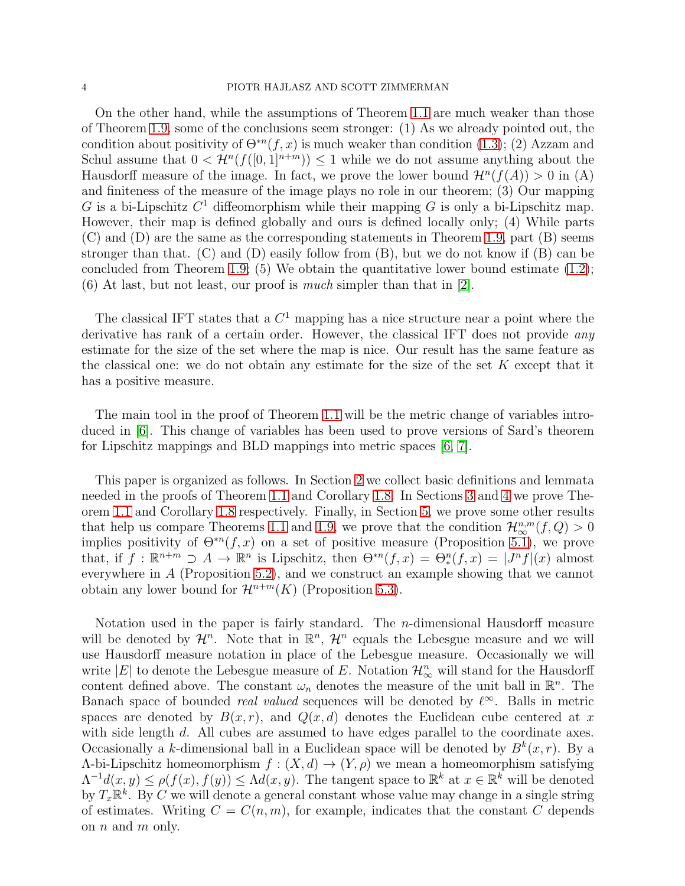On the other hand, while the assumptions of Theorem 1.1 are much weaker than those of Theorem 1.9, some of the conclusions seem stronger: (1) As we already pointed out, the condition about positivity of $\Theta^{*n}(f,x)$ is much weaker than condition (1.3); (2) Azzam and Schul assume that $0 < \mathcal{H}^n(f([0,1]^{n+m})) \leq 1$ while we do not assume anything about the Hausdorff measure of the image. In fact, we prove the lower bound $\mathcal{H}^n(f(A)) > 0$ in (A) and finiteness of the measure of the image plays no role in our theorem; (3) Our mapping $G$ is a bi-Lipschitz $C^1$ diffeomorphism while their mapping $G$ is only a bi-Lipschitz map. However, their map is defined globally and ours is defined locally only; (4) While parts (C) and (D) are the same as the corresponding statements in Theorem 1.9, part (B) seems stronger than that. (C) and (D) easily follow from (B), but we do not know if (B) can be concluded from Theorem 1.9; (5) We obtain the quantitative lower bound estimate (1.2); (6) At last, but not least, our proof is *much* simpler than that in [2].

The classical IFT states that a $C^1$ mapping has a nice structure near a point where the derivative has rank of a certain order. However, the classical IFT does not provide *any* estimate for the size of the set where the map is nice. Our result has the same feature as the classical one: we do not obtain any estimate for the size of the set $K$ except that it has a positive measure.

The main tool in the proof of Theorem 1.1 will be the metric change of variables introduced in [6]. This change of variables has been used to prove versions of Sard's theorem for Lipschitz mappings and BLD mappings into metric spaces [6, 7].

This paper is organized as follows. In Section 2 we collect basic definitions and lemmata needed in the proofs of Theorem 1.1 and Corollary 1.8. In Sections 3 and 4 we prove Theorem 1.1 and Corollary 1.8 respectively. Finally, in Section 5, we prove some other results that help us compare Theorems 1.1 and 1.9, we prove that the condition $\mathcal{H}^{n,m}_\infty(f,Q) > 0$ implies positivity of $\Theta^{*n}(f,x)$ on a set of positive measure (Proposition 5.1), we prove that, if $f : \mathbb{R}^{n+m} \supset A \to \mathbb{R}^n$ is Lipschitz, then $\Theta^{*n}(f,x) = \Theta^n_*(f,x) = |J^n f|(x)$ almost everywhere in $A$ (Proposition 5.2), and we construct an example showing that we cannot obtain any lower bound for $\mathcal{H}^{n+m}(K)$ (Proposition 5.3).

Notation used in the paper is fairly standard. The $n$-dimensional Hausdorff measure will be denoted by $\mathcal{H}^n$. Note that in $\mathbb{R}^n$, $\mathcal{H}^n$ equals the Lebesgue measure and we will use Hausdorff measure notation in place of the Lebesgue measure. Occasionally we will write $|E|$ to denote the Lebesgue measure of $E$. Notation $\mathcal{H}^n_\infty$ will stand for the Hausdorff content defined above. The constant $\omega_n$ denotes the measure of the unit ball in $\mathbb{R}^n$. The Banach space of bounded *real valued* sequences will be denoted by $\ell^\infty$. Balls in metric spaces are denoted by $B(x,r)$, and $Q(x,d)$ denotes the Euclidean cube centered at $x$ with side length $d$. All cubes are assumed to have edges parallel to the coordinate axes. Occasionally a $k$-dimensional ball in a Euclidean space will be denoted by $B^k(x,r)$. By a $\Lambda$-bi-Lipschitz homeomorphism $f : (X,d) \to (Y,\rho)$ we mean a homeomorphism satisfying $\Lambda^{-1}d(x,y) \leq \rho(f(x),f(y)) \leq \Lambda d(x,y)$. The tangent space to $\mathbb{R}^k$ at $x \in \mathbb{R}^k$ will be denoted by $T_x\mathbb{R}^k$. By $C$ we will denote a general constant whose value may change in a single string of estimates. Writing $C = C(n,m)$, for example, indicates that the constant $C$ depends on $n$ and $m$ only.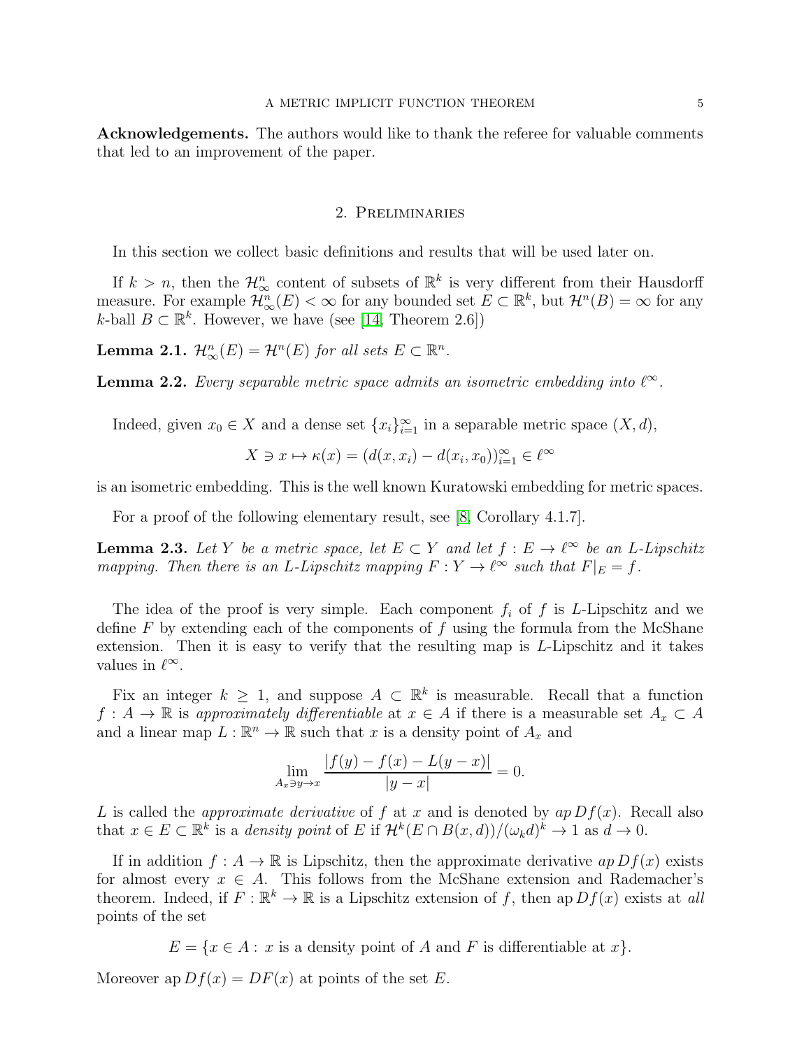**Acknowledgements.** The authors would like to thank the referee for valuable comments that led to an improvement of the paper.

## 2. Preliminaries

In this section we collect basic definitions and results that will be used later on.

If $k > n$, then the $\mathcal{H}^n_\infty$ content of subsets of $\mathbb{R}^k$ is very different from their Hausdorff measure. For example $\mathcal{H}^n_\infty(E) < \infty$ for any bounded set $E \subset \mathbb{R}^k$, but $\mathcal{H}^n(B) = \infty$ for any $k$-ball $B \subset \mathbb{R}^k$. However, we have (see [14, Theorem 2.6])

**Lemma 2.1.** *$\mathcal{H}^n_\infty(E) = \mathcal{H}^n(E)$ for all sets $E \subset \mathbb{R}^n$.*

**Lemma 2.2.** *Every separable metric space admits an isometric embedding into $\ell^\infty$.*

Indeed, given $x_0 \in X$ and a dense set $\{x_i\}_{i=1}^\infty$ in a separable metric space $(X, d)$,

$$X \ni x \mapsto \kappa(x) = (d(x, x_i) - d(x_i, x_0))_{i=1}^\infty \in \ell^\infty$$

is an isometric embedding. This is the well known Kuratowski embedding for metric spaces.

For a proof of the following elementary result, see [8, Corollary 4.1.7].

**Lemma 2.3.** *Let $Y$ be a metric space, let $E \subset Y$ and let $f : E \to \ell^\infty$ be an $L$-Lipschitz mapping. Then there is an $L$-Lipschitz mapping $F : Y \to \ell^\infty$ such that $F|_E = f$.*

The idea of the proof is very simple. Each component $f_i$ of $f$ is $L$-Lipschitz and we define $F$ by extending each of the components of $f$ using the formula from the McShane extension. Then it is easy to verify that the resulting map is $L$-Lipschitz and it takes values in $\ell^\infty$.

Fix an integer $k \geq 1$, and suppose $A \subset \mathbb{R}^k$ is measurable. Recall that a function $f : A \to \mathbb{R}$ is *approximately differentiable* at $x \in A$ if there is a measurable set $A_x \subset A$ and a linear map $L : \mathbb{R}^n \to \mathbb{R}$ such that $x$ is a density point of $A_x$ and

$$\lim_{A_x \ni y \to x} \frac{|f(y) - f(x) - L(y - x)|}{|y - x|} = 0.$$

$L$ is called the *approximate derivative* of $f$ at $x$ and is denoted by $ap\, Df(x)$. Recall also that $x \in E \subset \mathbb{R}^k$ is a *density point* of $E$ if $\mathcal{H}^k(E \cap B(x, d))/(\omega_k d)^k \to 1$ as $d \to 0$.

If in addition $f : A \to \mathbb{R}$ is Lipschitz, then the approximate derivative $ap\, Df(x)$ exists for almost every $x \in A$. This follows from the McShane extension and Rademacher's theorem. Indeed, if $F : \mathbb{R}^k \to \mathbb{R}$ is a Lipschitz extension of $f$, then $\mathrm{ap}\, Df(x)$ exists at *all* points of the set

$$E = \{x \in A : x \text{ is a density point of } A \text{ and } F \text{ is differentiable at } x\}.$$

Moreover $\mathrm{ap}\, Df(x) = DF(x)$ at points of the set $E$.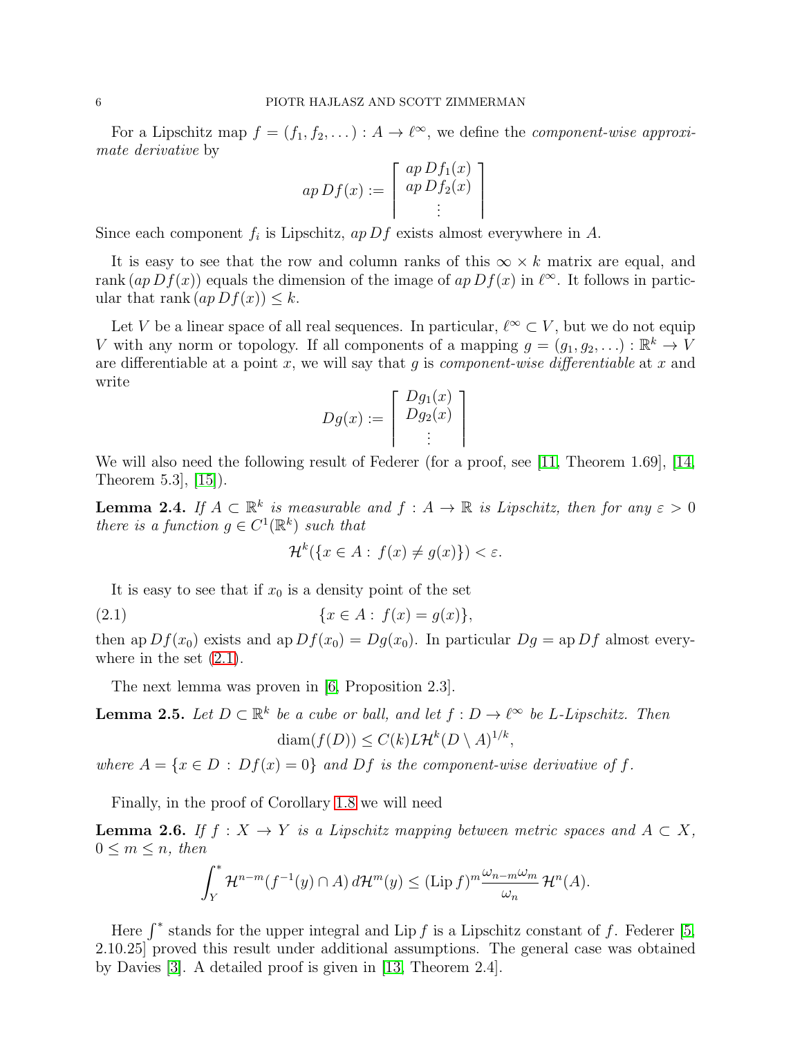For a Lipschitz map $f = (f_1, f_2, \dots) : A \to \ell^\infty$, we define the *component-wise approximate derivative* by

$$ap\, Df(x) := \begin{bmatrix} ap\, Df_1(x) \\ ap\, Df_2(x) \\ \vdots \end{bmatrix}$$

Since each component $f_i$ is Lipschitz, $ap\, Df$ exists almost everywhere in $A$.

It is easy to see that the row and column ranks of this $\infty \times k$ matrix are equal, and $\operatorname{rank}(ap\, Df(x))$ equals the dimension of the image of $ap\, Df(x)$ in $\ell^\infty$. It follows in particular that $\operatorname{rank}(ap\, Df(x)) \le k$.

Let $V$ be a linear space of all real sequences. In particular, $\ell^\infty \subset V$, but we do not equip $V$ with any norm or topology. If all components of a mapping $g = (g_1, g_2, \dots) : \mathbb{R}^k \to V$ are differentiable at a point $x$, we will say that $g$ is *component-wise differentiable* at $x$ and write

$$Dg(x) := \begin{bmatrix} Dg_1(x) \\ Dg_2(x) \\ \vdots \end{bmatrix}$$

We will also need the following result of Federer (for a proof, see [11, Theorem 1.69], [14, Theorem 5.3], [15]).

**Lemma 2.4.** *If $A \subset \mathbb{R}^k$ is measurable and $f : A \to \mathbb{R}$ is Lipschitz, then for any $\varepsilon > 0$ there is a function $g \in C^1(\mathbb{R}^k)$ such that*

$$\mathcal{H}^k(\{x \in A : f(x) \ne g(x)\}) < \varepsilon.$$

It is easy to see that if $x_0$ is a density point of the set

$$\{x \in A : f(x) = g(x)\}, \tag{2.1}$$

then $\operatorname{ap} Df(x_0)$ exists and $\operatorname{ap} Df(x_0) = Dg(x_0)$. In particular $Dg = \operatorname{ap} Df$ almost everywhere in the set (2.1).

The next lemma was proven in [6, Proposition 2.3].

**Lemma 2.5.** *Let $D \subset \mathbb{R}^k$ be a cube or ball, and let $f : D \to \ell^\infty$ be $L$-Lipschitz. Then*

$$\operatorname{diam}(f(D)) \le C(k) L \mathcal{H}^k(D \setminus A)^{1/k},$$

*where $A = \{x \in D : Df(x) = 0\}$ and $Df$ is the component-wise derivative of $f$.*

Finally, in the proof of Corollary 1.8 we will need

**Lemma 2.6.** *If $f : X \to Y$ is a Lipschitz mapping between metric spaces and $A \subset X$, $0 \le m \le n$, then*

$$\int_Y^* \mathcal{H}^{n-m}(f^{-1}(y) \cap A)\, d\mathcal{H}^m(y) \le (\operatorname{Lip} f)^m \frac{\omega_{n-m}\omega_m}{\omega_n}\, \mathcal{H}^n(A).$$

Here $\int^*$ stands for the upper integral and $\operatorname{Lip} f$ is a Lipschitz constant of $f$. Federer [5, 2.10.25] proved this result under additional assumptions. The general case was obtained by Davies [3]. A detailed proof is given in [13, Theorem 2.4].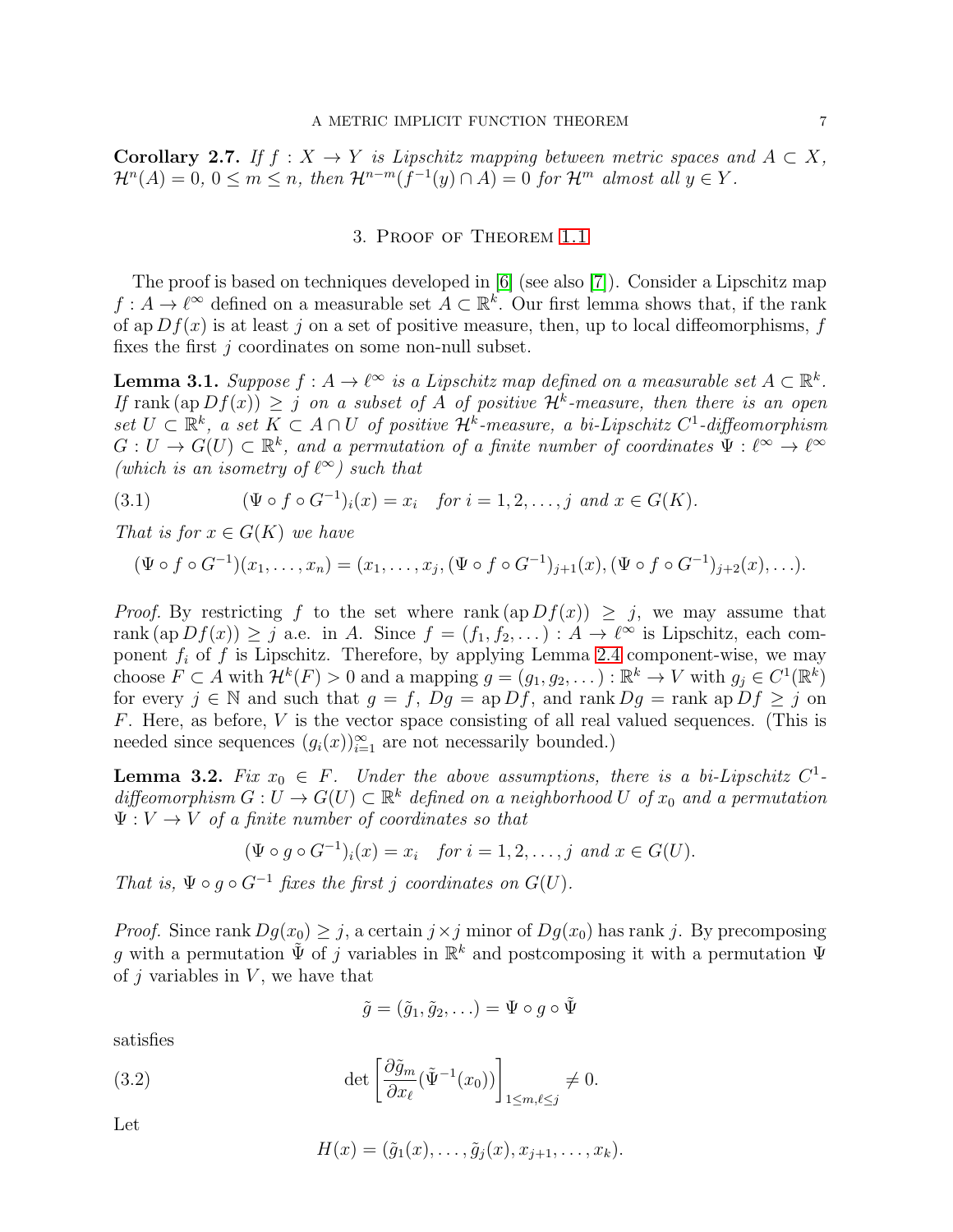**Corollary 2.7.** *If $f : X \to Y$ is Lipschitz mapping between metric spaces and $A \subset X$, $\mathcal{H}^n(A) = 0$, $0 \le m \le n$, then $\mathcal{H}^{n-m}(f^{-1}(y) \cap A) = 0$ for $\mathcal{H}^m$ almost all $y \in Y$.*

## 3. Proof of Theorem 1.1

The proof is based on techniques developed in [6] (see also [7]). Consider a Lipschitz map $f : A \to \ell^\infty$ defined on a measurable set $A \subset \mathbb{R}^k$. Our first lemma shows that, if the rank of $\operatorname{ap} Df(x)$ is at least $j$ on a set of positive measure, then, up to local diffeomorphisms, $f$ fixes the first $j$ coordinates on some non-null subset.

**Lemma 3.1.** *Suppose $f : A \to \ell^\infty$ is a Lipschitz map defined on a measurable set $A \subset \mathbb{R}^k$. If $\operatorname{rank}(\operatorname{ap} Df(x)) \ge j$ on a subset of $A$ of positive $\mathcal{H}^k$-measure, then there is an open set $U \subset \mathbb{R}^k$, a set $K \subset A \cap U$ of positive $\mathcal{H}^k$-measure, a bi-Lipschitz $C^1$-diffeomorphism $G : U \to G(U) \subset \mathbb{R}^k$, and a permutation of a finite number of coordinates $\Psi : \ell^\infty \to \ell^\infty$ (which is an isometry of $\ell^\infty$) such that*

$$(\Psi \circ f \circ G^{-1})_i(x) = x_i \quad \text{for } i = 1, 2, \ldots, j \text{ and } x \in G(K). \tag{3.1}$$

*That is for $x \in G(K)$ we have*

$$(\Psi \circ f \circ G^{-1})(x_1, \ldots, x_n) = (x_1, \ldots, x_j, (\Psi \circ f \circ G^{-1})_{j+1}(x), (\Psi \circ f \circ G^{-1})_{j+2}(x), \ldots).$$

*Proof.* By restricting $f$ to the set where $\operatorname{rank}(\operatorname{ap} Df(x)) \ge j$, we may assume that $\operatorname{rank}(\operatorname{ap} Df(x)) \ge j$ a.e. in $A$. Since $f = (f_1, f_2, \ldots) : A \to \ell^\infty$ is Lipschitz, each component $f_i$ of $f$ is Lipschitz. Therefore, by applying Lemma 2.4 component-wise, we may choose $F \subset A$ with $\mathcal{H}^k(F) > 0$ and a mapping $g = (g_1, g_2, \ldots) : \mathbb{R}^k \to V$ with $g_j \in C^1(\mathbb{R}^k)$ for every $j \in \mathbb{N}$ and such that $g = f$, $Dg = \operatorname{ap} Df$, and $\operatorname{rank} Dg = \operatorname{rank} \operatorname{ap} Df \ge j$ on $F$. Here, as before, $V$ is the vector space consisting of all real valued sequences. (This is needed since sequences $(g_i(x))_{i=1}^\infty$ are not necessarily bounded.)

**Lemma 3.2.** *Fix $x_0 \in F$. Under the above assumptions, there is a bi-Lipschitz $C^1$-diffeomorphism $G : U \to G(U) \subset \mathbb{R}^k$ defined on a neighborhood $U$ of $x_0$ and a permutation $\Psi : V \to V$ of a finite number of coordinates so that*

$$(\Psi \circ g \circ G^{-1})_i(x) = x_i \quad \text{for } i = 1, 2, \ldots, j \text{ and } x \in G(U).$$

*That is, $\Psi \circ g \circ G^{-1}$ fixes the first $j$ coordinates on $G(U)$.*

*Proof.* Since $\operatorname{rank} Dg(x_0) \ge j$, a certain $j \times j$ minor of $Dg(x_0)$ has rank $j$. By precomposing $g$ with a permutation $\tilde{\Psi}$ of $j$ variables in $\mathbb{R}^k$ and postcomposing it with a permutation $\Psi$ of $j$ variables in $V$, we have that

$$\tilde{g} = (\tilde{g}_1, \tilde{g}_2, \ldots) = \Psi \circ g \circ \tilde{\Psi}$$

satisfies

$$\det \left[ \frac{\partial \tilde{g}_m}{\partial x_\ell}(\tilde{\Psi}^{-1}(x_0)) \right]_{1 \le m, \ell \le j} \ne 0. \tag{3.2}$$

Let

$$H(x) = (\tilde{g}_1(x), \ldots, \tilde{g}_j(x), x_{j+1}, \ldots, x_k).$$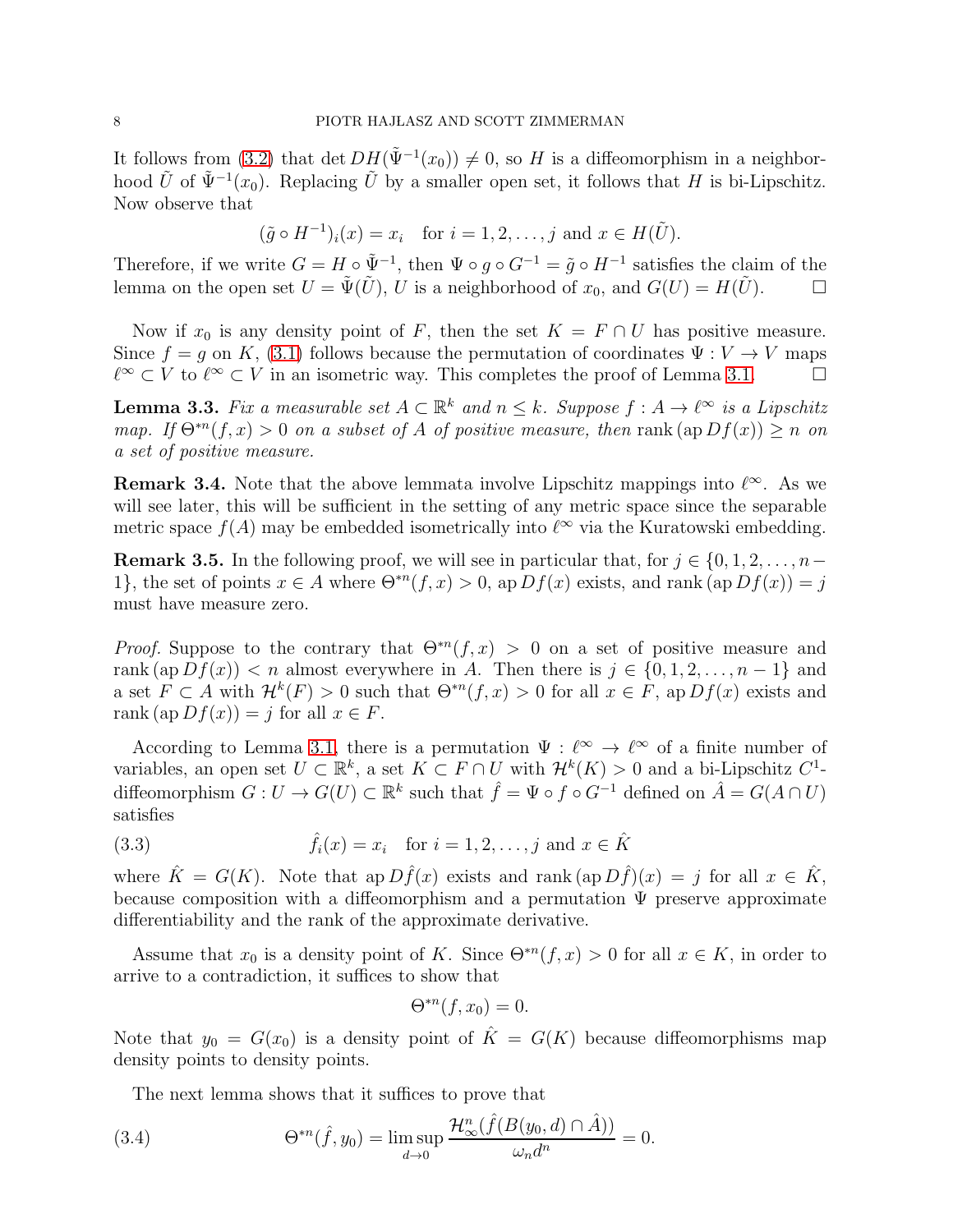It follows from (3.2) that $\det DH(\tilde{\Psi}^{-1}(x_0)) \neq 0$, so $H$ is a diffeomorphism in a neighborhood $\tilde{U}$ of $\tilde{\Psi}^{-1}(x_0)$. Replacing $\tilde{U}$ by a smaller open set, it follows that $H$ is bi-Lipschitz. Now observe that

$$(\tilde{g} \circ H^{-1})_i(x) = x_i \quad \text{for } i = 1, 2, \ldots, j \text{ and } x \in H(\tilde{U}).$$

Therefore, if we write $G = H \circ \tilde{\Psi}^{-1}$, then $\Psi \circ g \circ G^{-1} = \tilde{g} \circ H^{-1}$ satisfies the claim of the lemma on the open set $U = \tilde{\Psi}(\tilde{U})$, $U$ is a neighborhood of $x_0$, and $G(U) = H(\tilde{U})$. $\square$

Now if $x_0$ is any density point of $F$, then the set $K = F \cap U$ has positive measure. Since $f = g$ on $K$, (3.1) follows because the permutation of coordinates $\Psi : V \to V$ maps $\ell^\infty \subset V$ to $\ell^\infty \subset V$ in an isometric way. This completes the proof of Lemma 3.1. $\square$

**Lemma 3.3.** *Fix a measurable set $A \subset \mathbb{R}^k$ and $n \leq k$. Suppose $f : A \to \ell^\infty$ is a Lipschitz map. If $\Theta^{*n}(f, x) > 0$ on a subset of $A$ of positive measure, then $\operatorname{rank}(\operatorname{ap} Df(x)) \geq n$ on a set of positive measure.*

**Remark 3.4.** Note that the above lemmata involve Lipschitz mappings into $\ell^\infty$. As we will see later, this will be sufficient in the setting of any metric space since the separable metric space $f(A)$ may be embedded isometrically into $\ell^\infty$ via the Kuratowski embedding.

**Remark 3.5.** In the following proof, we will see in particular that, for $j \in \{0, 1, 2, \ldots, n-1\}$, the set of points $x \in A$ where $\Theta^{*n}(f, x) > 0$, $\operatorname{ap} Df(x)$ exists, and $\operatorname{rank}(\operatorname{ap} Df(x)) = j$ must have measure zero.

*Proof.* Suppose to the contrary that $\Theta^{*n}(f, x) > 0$ on a set of positive measure and $\operatorname{rank}(\operatorname{ap} Df(x)) < n$ almost everywhere in $A$. Then there is $j \in \{0, 1, 2, \ldots, n-1\}$ and a set $F \subset A$ with $\mathcal{H}^k(F) > 0$ such that $\Theta^{*n}(f, x) > 0$ for all $x \in F$, $\operatorname{ap} Df(x)$ exists and $\operatorname{rank}(\operatorname{ap} Df(x)) = j$ for all $x \in F$.

According to Lemma 3.1, there is a permutation $\Psi : \ell^\infty \to \ell^\infty$ of a finite number of variables, an open set $U \subset \mathbb{R}^k$, a set $K \subset F \cap U$ with $\mathcal{H}^k(K) > 0$ and a bi-Lipschitz $C^1$-diffeomorphism $G : U \to G(U) \subset \mathbb{R}^k$ such that $\hat{f} = \Psi \circ f \circ G^{-1}$ defined on $\hat{A} = G(A \cap U)$ satisfies

$$\hat{f}_i(x) = x_i \quad \text{for } i = 1, 2, \ldots, j \text{ and } x \in \hat{K} \tag{3.3}$$

where $\hat{K} = G(K)$. Note that $\operatorname{ap} D\hat{f}(x)$ exists and $\operatorname{rank}(\operatorname{ap} D\hat{f})(x) = j$ for all $x \in \hat{K}$, because composition with a diffeomorphism and a permutation $\Psi$ preserve approximate differentiability and the rank of the approximate derivative.

Assume that $x_0$ is a density point of $K$. Since $\Theta^{*n}(f, x) > 0$ for all $x \in K$, in order to arrive to a contradiction, it suffices to show that

$$\Theta^{*n}(f, x_0) = 0.$$

Note that $y_0 = G(x_0)$ is a density point of $\hat{K} = G(K)$ because diffeomorphisms map density points to density points.

The next lemma shows that it suffices to prove that

$$\Theta^{*n}(\hat{f}, y_0) = \limsup_{d \to 0} \frac{\mathcal{H}^n_\infty(\hat{f}(B(y_0, d) \cap \hat{A}))}{\omega_n d^n} = 0. \tag{3.4}$$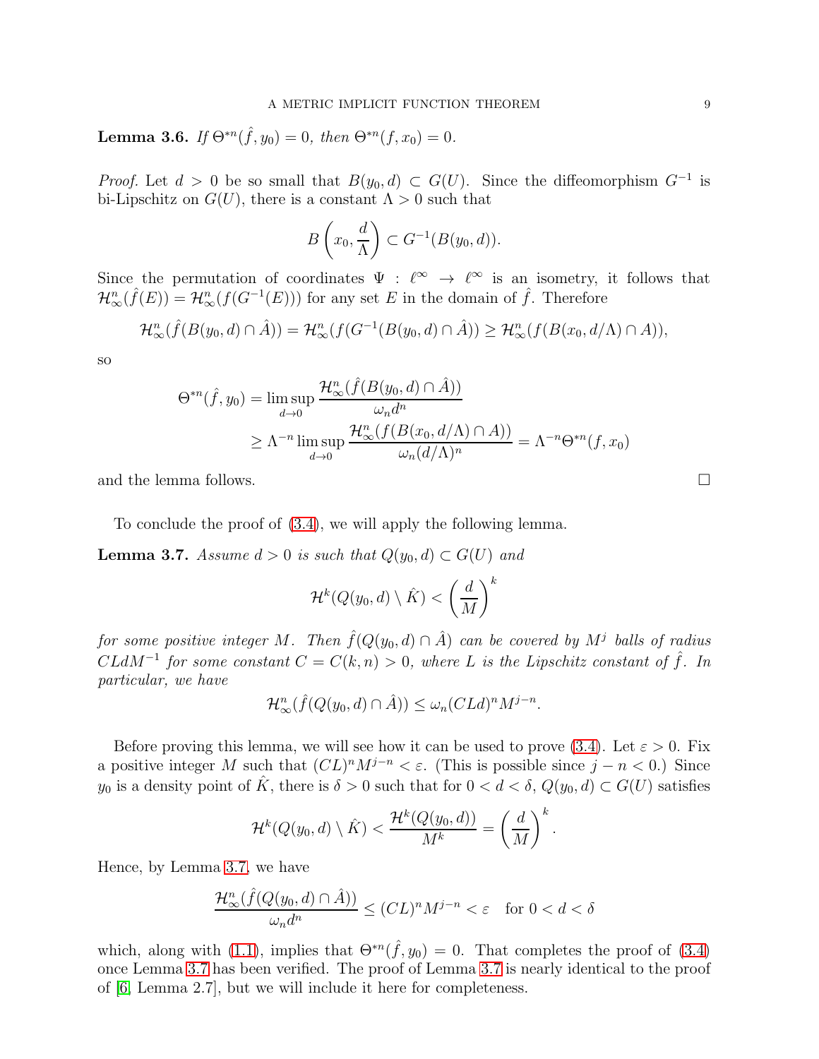**Lemma 3.6.** *If $\Theta^{*n}(\hat{f}, y_0) = 0$, then $\Theta^{*n}(f, x_0) = 0$.*

*Proof.* Let $d > 0$ be so small that $B(y_0, d) \subset G(U)$. Since the diffeomorphism $G^{-1}$ is bi-Lipschitz on $G(U)$, there is a constant $\Lambda > 0$ such that

$$B\left(x_0, \frac{d}{\Lambda}\right) \subset G^{-1}(B(y_0, d)).$$

Since the permutation of coordinates $\Psi : \ell^\infty \to \ell^\infty$ is an isometry, it follows that $\mathcal{H}^n_\infty(\hat{f}(E)) = \mathcal{H}^n_\infty(f(G^{-1}(E)))$ for any set $E$ in the domain of $\hat{f}$. Therefore

$$\mathcal{H}^n_\infty(\hat{f}(B(y_0, d) \cap \hat{A})) = \mathcal{H}^n_\infty(f(G^{-1}(B(y_0, d) \cap \hat{A})) \geq \mathcal{H}^n_\infty(f(B(x_0, d/\Lambda) \cap A)),$$

so

$$\begin{aligned}
\Theta^{*n}(\hat{f}, y_0) &= \limsup_{d \to 0} \frac{\mathcal{H}^n_\infty(\hat{f}(B(y_0, d) \cap \hat{A}))}{\omega_n d^n} \\
&\geq \Lambda^{-n} \limsup_{d \to 0} \frac{\mathcal{H}^n_\infty(f(B(x_0, d/\Lambda) \cap A))}{\omega_n (d/\Lambda)^n} = \Lambda^{-n} \Theta^{*n}(f, x_0)
\end{aligned}$$

and the lemma follows. $\square$

To conclude the proof of (3.4), we will apply the following lemma.

**Lemma 3.7.** *Assume $d > 0$ is such that $Q(y_0, d) \subset G(U)$ and*

$$\mathcal{H}^k(Q(y_0, d) \setminus \hat{K}) < \left(\frac{d}{M}\right)^k$$

*for some positive integer $M$. Then $\hat{f}(Q(y_0, d) \cap \hat{A})$ can be covered by $M^j$ balls of radius $CLdM^{-1}$ for some constant $C = C(k, n) > 0$, where $L$ is the Lipschitz constant of $\hat{f}$. In particular, we have*

$$\mathcal{H}^n_\infty(\hat{f}(Q(y_0, d) \cap \hat{A})) \leq \omega_n (CLd)^n M^{j-n}.$$

Before proving this lemma, we will see how it can be used to prove (3.4). Let $\varepsilon > 0$. Fix a positive integer $M$ such that $(CL)^n M^{j-n} < \varepsilon$. (This is possible since $j - n < 0$.) Since $y_0$ is a density point of $\hat{K}$, there is $\delta > 0$ such that for $0 < d < \delta$, $Q(y_0, d) \subset G(U)$ satisfies

$$\mathcal{H}^k(Q(y_0, d) \setminus \hat{K}) < \frac{\mathcal{H}^k(Q(y_0, d))}{M^k} = \left(\frac{d}{M}\right)^k.$$

Hence, by Lemma 3.7, we have

$$\frac{\mathcal{H}^n_\infty(\hat{f}(Q(y_0, d) \cap \hat{A}))}{\omega_n d^n} \leq (CL)^n M^{j-n} < \varepsilon \quad \text{for } 0 < d < \delta$$

which, along with (1.1), implies that $\Theta^{*n}(\hat{f}, y_0) = 0$. That completes the proof of (3.4) once Lemma 3.7 has been verified. The proof of Lemma 3.7 is nearly identical to the proof of [6, Lemma 2.7], but we will include it here for completeness.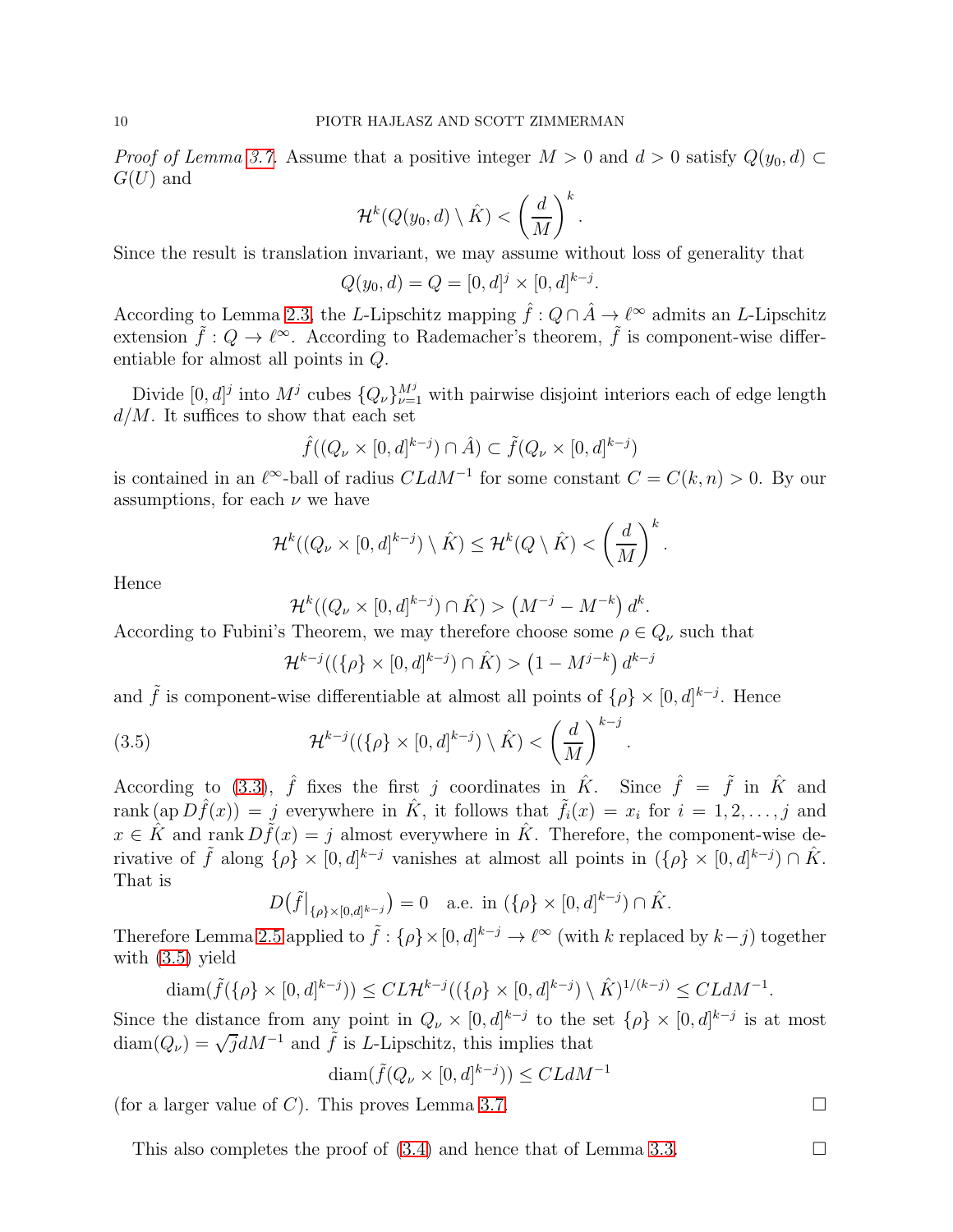*Proof of Lemma 3.7.* Assume that a positive integer $M > 0$ and $d > 0$ satisfy $Q(y_0, d) \subset G(U)$ and

$$\mathcal{H}^k(Q(y_0, d) \setminus \hat{K}) < \left(\frac{d}{M}\right)^k.$$

Since the result is translation invariant, we may assume without loss of generality that

$$Q(y_0, d) = Q = [0, d]^j \times [0, d]^{k-j}.$$

According to Lemma 2.3, the $L$-Lipschitz mapping $\hat{f} : Q \cap \hat{A} \to \ell^\infty$ admits an $L$-Lipschitz extension $\tilde{f} : Q \to \ell^\infty$. According to Rademacher's theorem, $\tilde{f}$ is component-wise differentiable for almost all points in $Q$.

Divide $[0, d]^j$ into $M^j$ cubes $\{Q_\nu\}_{\nu=1}^{M^j}$ with pairwise disjoint interiors each of edge length $d/M$. It suffices to show that each set

$$\hat{f}((Q_\nu \times [0, d]^{k-j}) \cap \hat{A}) \subset \tilde{f}(Q_\nu \times [0, d]^{k-j})$$

is contained in an $\ell^\infty$-ball of radius $CLdM^{-1}$ for some constant $C = C(k, n) > 0$. By our assumptions, for each $\nu$ we have

$$\mathcal{H}^k((Q_\nu \times [0, d]^{k-j}) \setminus \hat{K}) \le \mathcal{H}^k(Q \setminus \hat{K}) < \left(\frac{d}{M}\right)^k.$$

Hence

$$\mathcal{H}^k((Q_\nu \times [0, d]^{k-j}) \cap \hat{K}) > \left(M^{-j} - M^{-k}\right) d^k.$$

According to Fubini's Theorem, we may therefore choose some $\rho \in Q_\nu$ such that

$$\mathcal{H}^{k-j}((\{\rho\} \times [0, d]^{k-j}) \cap \hat{K}) > \left(1 - M^{j-k}\right) d^{k-j}$$

and $\tilde{f}$ is component-wise differentiable at almost all points of $\{\rho\} \times [0, d]^{k-j}$. Hence

$$\mathcal{H}^{k-j}((\{\rho\} \times [0, d]^{k-j}) \setminus \hat{K}) < \left(\frac{d}{M}\right)^{k-j}. \tag{3.5}$$

According to (3.3), $\hat{f}$ fixes the first $j$ coordinates in $\hat{K}$. Since $\hat{f} = \tilde{f}$ in $\hat{K}$ and $\operatorname{rank}(\operatorname{ap} D\hat{f}(x)) = j$ everywhere in $\hat{K}$, it follows that $\tilde{f}_i(x) = x_i$ for $i = 1, 2, \ldots, j$ and $x \in \hat{K}$ and $\operatorname{rank} D\tilde{f}(x) = j$ almost everywhere in $\hat{K}$. Therefore, the component-wise derivative of $\tilde{f}$ along $\{\rho\} \times [0, d]^{k-j}$ vanishes at almost all points in $(\{\rho\} \times [0, d]^{k-j}) \cap \hat{K}$. That is

$$D\big(\tilde{f}\big|_{\{\rho\} \times [0,d]^{k-j}}\big) = 0 \quad \text{a.e. in } (\{\rho\} \times [0, d]^{k-j}) \cap \hat{K}.$$

Therefore Lemma 2.5 applied to $\tilde{f} : \{\rho\} \times [0, d]^{k-j} \to \ell^\infty$ (with $k$ replaced by $k-j$) together with (3.5) yield

$$\operatorname{diam}(\tilde{f}(\{\rho\} \times [0, d]^{k-j})) \le CL\mathcal{H}^{k-j}((\{\rho\} \times [0, d]^{k-j}) \setminus \hat{K})^{1/(k-j)} \le CLdM^{-1}.$$

Since the distance from any point in $Q_\nu \times [0, d]^{k-j}$ to the set $\{\rho\} \times [0, d]^{k-j}$ is at most $\operatorname{diam}(Q_\nu) = \sqrt{j} dM^{-1}$ and $\tilde{f}$ is $L$-Lipschitz, this implies that

$$\operatorname{diam}(\tilde{f}(Q_\nu \times [0, d]^{k-j})) \le CLdM^{-1}$$

(for a larger value of $C$). This proves Lemma 3.7. □

This also completes the proof of (3.4) and hence that of Lemma 3.3. □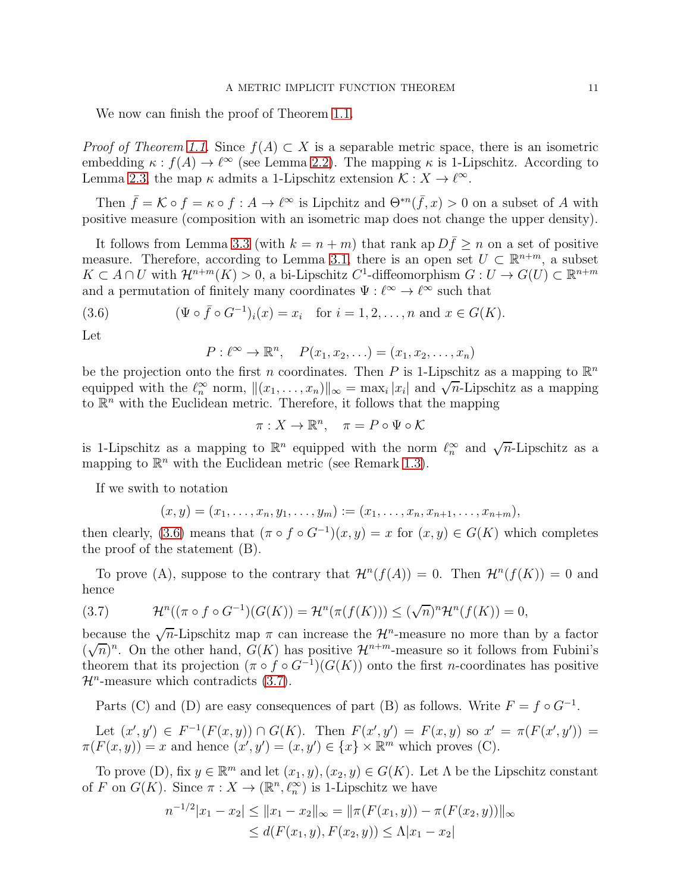We now can finish the proof of Theorem 1.1.

*Proof of Theorem 1.1.* Since $f(A) \subset X$ is a separable metric space, there is an isometric embedding $\kappa : f(A) \to \ell^\infty$ (see Lemma 2.2). The mapping $\kappa$ is 1-Lipschitz. According to Lemma 2.3, the map $\kappa$ admits a 1-Lipschitz extension $\mathcal{K} : X \to \ell^\infty$.

Then $\bar{f} = \mathcal{K} \circ f = \kappa \circ f : A \to \ell^\infty$ is Lipchitz and $\Theta^{*n}(\bar{f}, x) > 0$ on a subset of $A$ with positive measure (composition with an isometric map does not change the upper density).

It follows from Lemma 3.3 (with $k = n + m$) that rank ap $D\bar{f} \geq n$ on a set of positive measure. Therefore, according to Lemma 3.1, there is an open set $U \subset \mathbb{R}^{n+m}$, a subset $K \subset A \cap U$ with $\mathcal{H}^{n+m}(K) > 0$, a bi-Lipschitz $C^1$-diffeomorphism $G : U \to G(U) \subset \mathbb{R}^{n+m}$ and a permutation of finitely many coordinates $\Psi : \ell^\infty \to \ell^\infty$ such that

$$(\Psi \circ \bar{f} \circ G^{-1})_i(x) = x_i \quad \text{for } i = 1, 2, \ldots, n \text{ and } x \in G(K). \tag{3.6}$$

Let

$$P : \ell^\infty \to \mathbb{R}^n, \quad P(x_1, x_2, \ldots) = (x_1, x_2, \ldots, x_n)$$

be the projection onto the first $n$ coordinates. Then $P$ is 1-Lipschitz as a mapping to $\mathbb{R}^n$ equipped with the $\ell^\infty_n$ norm, $\|(x_1, \ldots, x_n)\|_\infty = \max_i |x_i|$ and $\sqrt{n}$-Lipschitz as a mapping to $\mathbb{R}^n$ with the Euclidean metric. Therefore, it follows that the mapping

$$\pi : X \to \mathbb{R}^n, \quad \pi = P \circ \Psi \circ \mathcal{K}$$

is 1-Lipschitz as a mapping to $\mathbb{R}^n$ equipped with the norm $\ell^\infty_n$ and $\sqrt{n}$-Lipschitz as a mapping to $\mathbb{R}^n$ with the Euclidean metric (see Remark 1.3).

If we swith to notation

$$(x, y) = (x_1, \ldots, x_n, y_1, \ldots, y_m) := (x_1, \ldots, x_n, x_{n+1}, \ldots, x_{n+m}),$$

then clearly, (3.6) means that $(\pi \circ f \circ G^{-1})(x, y) = x$ for $(x, y) \in G(K)$ which completes the proof of the statement (B).

To prove (A), suppose to the contrary that $\mathcal{H}^n(f(A)) = 0$. Then $\mathcal{H}^n(f(K)) = 0$ and hence

$$\mathcal{H}^n((\pi \circ f \circ G^{-1})(G(K)) = \mathcal{H}^n(\pi(f(K))) \leq (\sqrt{n})^n \mathcal{H}^n(f(K)) = 0, \tag{3.7}$$

because the $\sqrt{n}$-Lipschitz map $\pi$ can increase the $\mathcal{H}^n$-measure no more than by a factor $(\sqrt{n})^n$. On the other hand, $G(K)$ has positive $\mathcal{H}^{n+m}$-measure so it follows from Fubini's theorem that its projection $(\pi \circ f \circ G^{-1})(G(K))$ onto the first $n$-coordinates has positive $\mathcal{H}^n$-measure which contradicts (3.7).

Parts (C) and (D) are easy consequences of part (B) as follows. Write $F = f \circ G^{-1}$.

Let $(x', y') \in F^{-1}(F(x, y)) \cap G(K)$. Then $F(x', y') = F(x, y)$ so $x' = \pi(F(x', y')) = \pi(F(x, y)) = x$ and hence $(x', y') = (x, y') \in \{x\} \times \mathbb{R}^m$ which proves (C).

To prove (D), fix $y \in \mathbb{R}^m$ and let $(x_1, y), (x_2, y) \in G(K)$. Let $\Lambda$ be the Lipschitz constant of $F$ on $G(K)$. Since $\pi : X \to (\mathbb{R}^n, \ell^\infty_n)$ is 1-Lipschitz we have

$$\begin{aligned}
n^{-1/2}|x_1 - x_2| &\leq \|x_1 - x_2\|_\infty = \|\pi(F(x_1, y)) - \pi(F(x_2, y))\|_\infty \\
&\leq d(F(x_1, y), F(x_2, y)) \leq \Lambda |x_1 - x_2|
\end{aligned}$$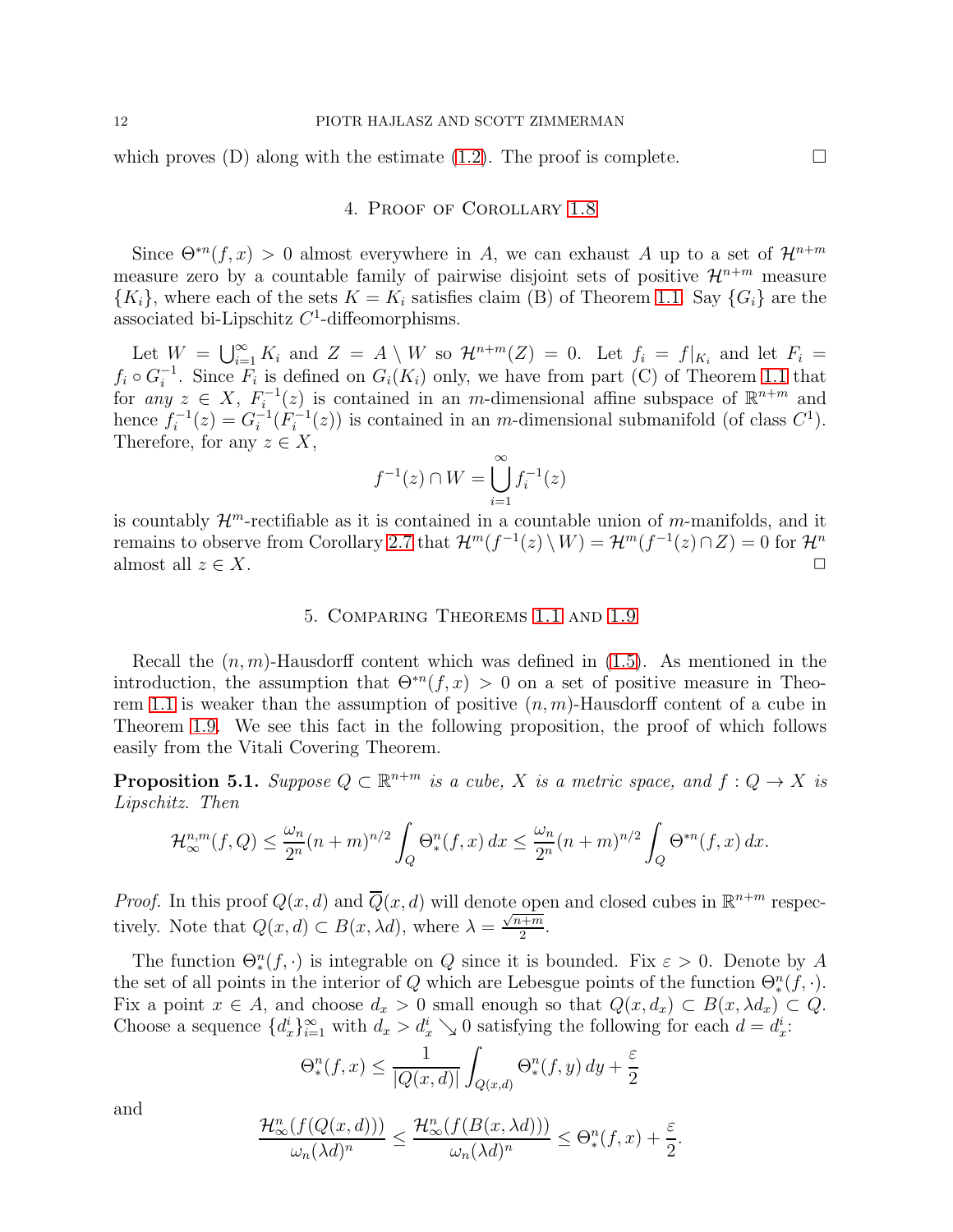which proves (D) along with the estimate (1.2). The proof is complete. $\square$

## 4. Proof of Corollary 1.8

Since $\Theta^{*n}(f,x) > 0$ almost everywhere in $A$, we can exhaust $A$ up to a set of $\mathcal{H}^{n+m}$ measure zero by a countable family of pairwise disjoint sets of positive $\mathcal{H}^{n+m}$ measure $\{K_i\}$, where each of the sets $K = K_i$ satisfies claim (B) of Theorem 1.1. Say $\{G_i\}$ are the associated bi-Lipschitz $C^1$-diffeomorphisms.

Let $W = \bigcup_{i=1}^{\infty} K_i$ and $Z = A \setminus W$ so $\mathcal{H}^{n+m}(Z) = 0$. Let $f_i = f|_{K_i}$ and let $F_i = f_i \circ G_i^{-1}$. Since $F_i$ is defined on $G_i(K_i)$ only, we have from part (C) of Theorem 1.1 that for *any* $z \in X$, $F_i^{-1}(z)$ is contained in an $m$-dimensional affine subspace of $\mathbb{R}^{n+m}$ and hence $f_i^{-1}(z) = G_i^{-1}(F_i^{-1}(z))$ is contained in an $m$-dimensional submanifold (of class $C^1$). Therefore, for any $z \in X$,

$$f^{-1}(z) \cap W = \bigcup_{i=1}^{\infty} f_i^{-1}(z)$$

is countably $\mathcal{H}^m$-rectifiable as it is contained in a countable union of $m$-manifolds, and it remains to observe from Corollary 2.7 that $\mathcal{H}^m(f^{-1}(z) \setminus W) = \mathcal{H}^m(f^{-1}(z) \cap Z) = 0$ for $\mathcal{H}^n$ almost all $z \in X$. $\square$

## 5. Comparing Theorems 1.1 and 1.9

Recall the $(n,m)$-Hausdorff content which was defined in (1.5). As mentioned in the introduction, the assumption that $\Theta^{*n}(f,x) > 0$ on a set of positive measure in Theorem 1.1 is weaker than the assumption of positive $(n,m)$-Hausdorff content of a cube in Theorem 1.9. We see this fact in the following proposition, the proof of which follows easily from the Vitali Covering Theorem.

**Proposition 5.1.** *Suppose $Q \subset \mathbb{R}^{n+m}$ is a cube, $X$ is a metric space, and $f : Q \to X$ is Lipschitz. Then*

$$\mathcal{H}^{n,m}_{\infty}(f,Q) \leq \frac{\omega_n}{2^n}(n+m)^{n/2} \int_Q \Theta^n_*(f,x)\, dx \leq \frac{\omega_n}{2^n}(n+m)^{n/2} \int_Q \Theta^{*n}(f,x)\, dx.$$

*Proof.* In this proof $Q(x,d)$ and $\overline{Q}(x,d)$ will denote open and closed cubes in $\mathbb{R}^{n+m}$ respectively. Note that $Q(x,d) \subset B(x,\lambda d)$, where $\lambda = \frac{\sqrt{n+m}}{2}$.

The function $\Theta^n_*(f,\cdot)$ is integrable on $Q$ since it is bounded. Fix $\varepsilon > 0$. Denote by $A$ the set of all points in the interior of $Q$ which are Lebesgue points of the function $\Theta^n_*(f,\cdot)$. Fix a point $x \in A$, and choose $d_x > 0$ small enough so that $Q(x,d_x) \subset B(x,\lambda d_x) \subset Q$. Choose a sequence $\{d^i_x\}_{i=1}^{\infty}$ with $d_x > d^i_x \searrow 0$ satisfying the following for each $d = d^i_x$:

$$\Theta^n_*(f,x) \leq \frac{1}{|Q(x,d)|} \int_{Q(x,d)} \Theta^n_*(f,y)\, dy + \frac{\varepsilon}{2}$$

and

$$\frac{\mathcal{H}^n_{\infty}(f(Q(x,d)))}{\omega_n(\lambda d)^n} \leq \frac{\mathcal{H}^n_{\infty}(f(B(x,\lambda d)))}{\omega_n(\lambda d)^n} \leq \Theta^n_*(f,x) + \frac{\varepsilon}{2}.$$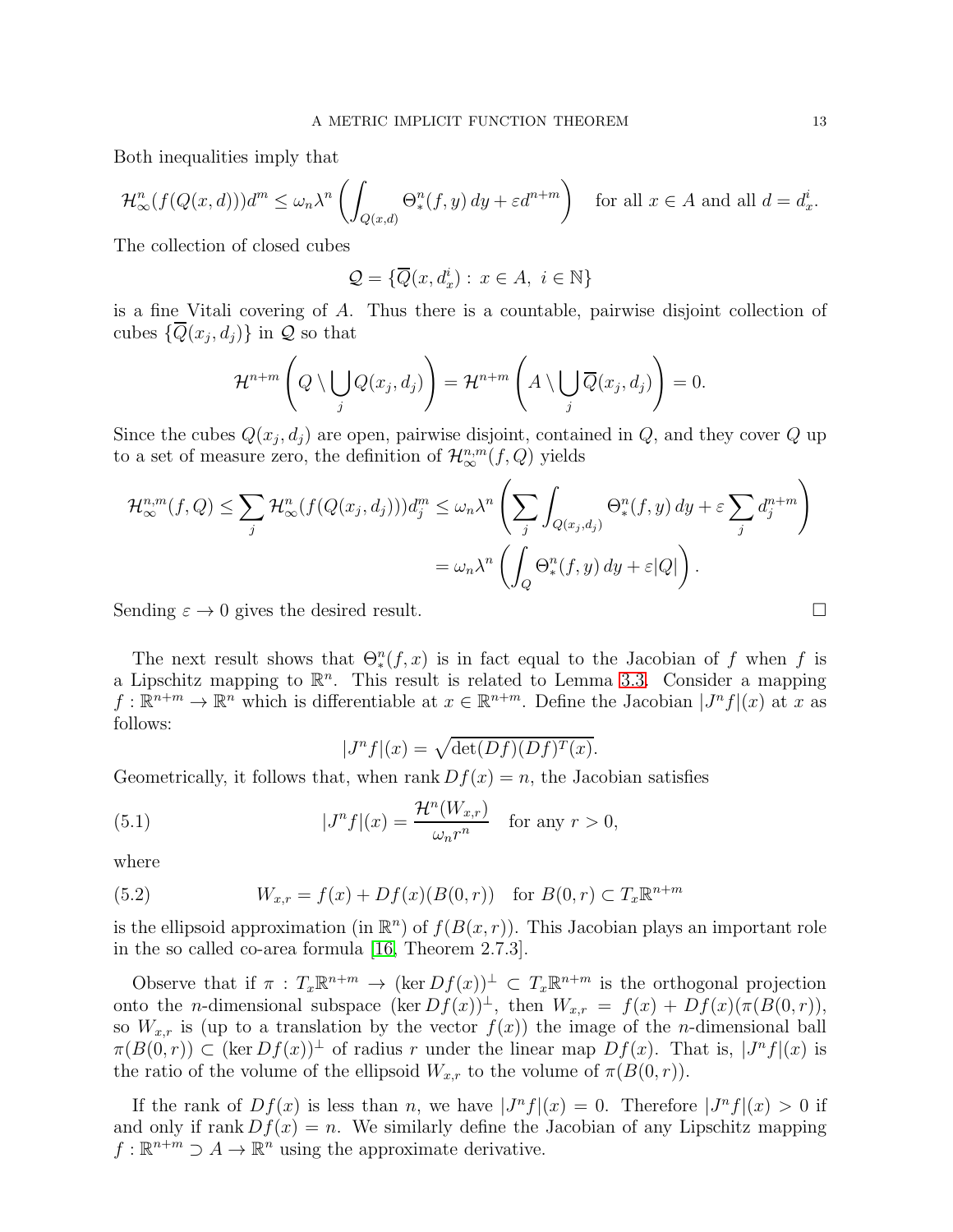Both inequalities imply that

$$\mathcal{H}^n_\infty(f(Q(x,d)))d^m \le \omega_n \lambda^n \left( \int_{Q(x,d)} \Theta^n_*(f,y)\,dy + \varepsilon d^{n+m} \right) \quad \text{for all } x \in A \text{ and all } d = d^i_x.$$

The collection of closed cubes

$$\mathcal{Q} = \{\overline{Q}(x, d^i_x) : x \in A,\ i \in \mathbb{N}\}$$

is a fine Vitali covering of $A$. Thus there is a countable, pairwise disjoint collection of cubes $\{\overline{Q}(x_j, d_j)\}$ in $\mathcal{Q}$ so that

$$\mathcal{H}^{n+m}\left( Q \setminus \bigcup_j Q(x_j, d_j) \right) = \mathcal{H}^{n+m}\left( A \setminus \bigcup_j \overline{Q}(x_j, d_j) \right) = 0.$$

Since the cubes $Q(x_j, d_j)$ are open, pairwise disjoint, contained in $Q$, and they cover $Q$ up to a set of measure zero, the definition of $\mathcal{H}^{n,m}_\infty(f,Q)$ yields

$$\begin{aligned}
\mathcal{H}^{n,m}_\infty(f,Q) \le \sum_j \mathcal{H}^n_\infty(f(Q(x_j,d_j)))d^m_j &\le \omega_n \lambda^n \left( \sum_j \int_{Q(x_j,d_j)} \Theta^n_*(f,y)\,dy + \varepsilon \sum_j d^{n+m}_j \right) \\
&= \omega_n \lambda^n \left( \int_Q \Theta^n_*(f,y)\,dy + \varepsilon |Q| \right).
\end{aligned}$$

Sending $\varepsilon \to 0$ gives the desired result. $\square$

The next result shows that $\Theta^n_*(f,x)$ is in fact equal to the Jacobian of $f$ when $f$ is a Lipschitz mapping to $\mathbb{R}^n$. This result is related to Lemma 3.3. Consider a mapping $f : \mathbb{R}^{n+m} \to \mathbb{R}^n$ which is differentiable at $x \in \mathbb{R}^{n+m}$. Define the Jacobian $|J^n f|(x)$ at $x$ as follows:

$$|J^n f|(x) = \sqrt{\det (Df)(Df)^T(x)}.$$

Geometrically, it follows that, when $\operatorname{rank} Df(x) = n$, the Jacobian satisfies

$$|J^n f|(x) = \frac{\mathcal{H}^n(W_{x,r})}{\omega_n r^n} \quad \text{for any } r > 0, \tag{5.1}$$

where

$$W_{x,r} = f(x) + Df(x)(B(0,r)) \quad \text{for } B(0,r) \subset T_x\mathbb{R}^{n+m} \tag{5.2}$$

is the ellipsoid approximation (in $\mathbb{R}^n$) of $f(B(x,r))$. This Jacobian plays an important role in the so called co-area formula [16, Theorem 2.7.3].

Observe that if $\pi : T_x\mathbb{R}^{n+m} \to (\ker Df(x))^\perp \subset T_x\mathbb{R}^{n+m}$ is the orthogonal projection onto the $n$-dimensional subspace $(\ker Df(x))^\perp$, then $W_{x,r} = f(x) + Df(x)(\pi(B(0,r))$, so $W_{x,r}$ is (up to a translation by the vector $f(x)$) the image of the $n$-dimensional ball $\pi(B(0,r)) \subset (\ker Df(x))^\perp$ of radius $r$ under the linear map $Df(x)$. That is, $|J^n f|(x)$ is the ratio of the volume of the ellipsoid $W_{x,r}$ to the volume of $\pi(B(0,r))$.

If the rank of $Df(x)$ is less than $n$, we have $|J^n f|(x) = 0$. Therefore $|J^n f|(x) > 0$ if and only if $\operatorname{rank} Df(x) = n$. We similarly define the Jacobian of any Lipschitz mapping $f : \mathbb{R}^{n+m} \supset A \to \mathbb{R}^n$ using the approximate derivative.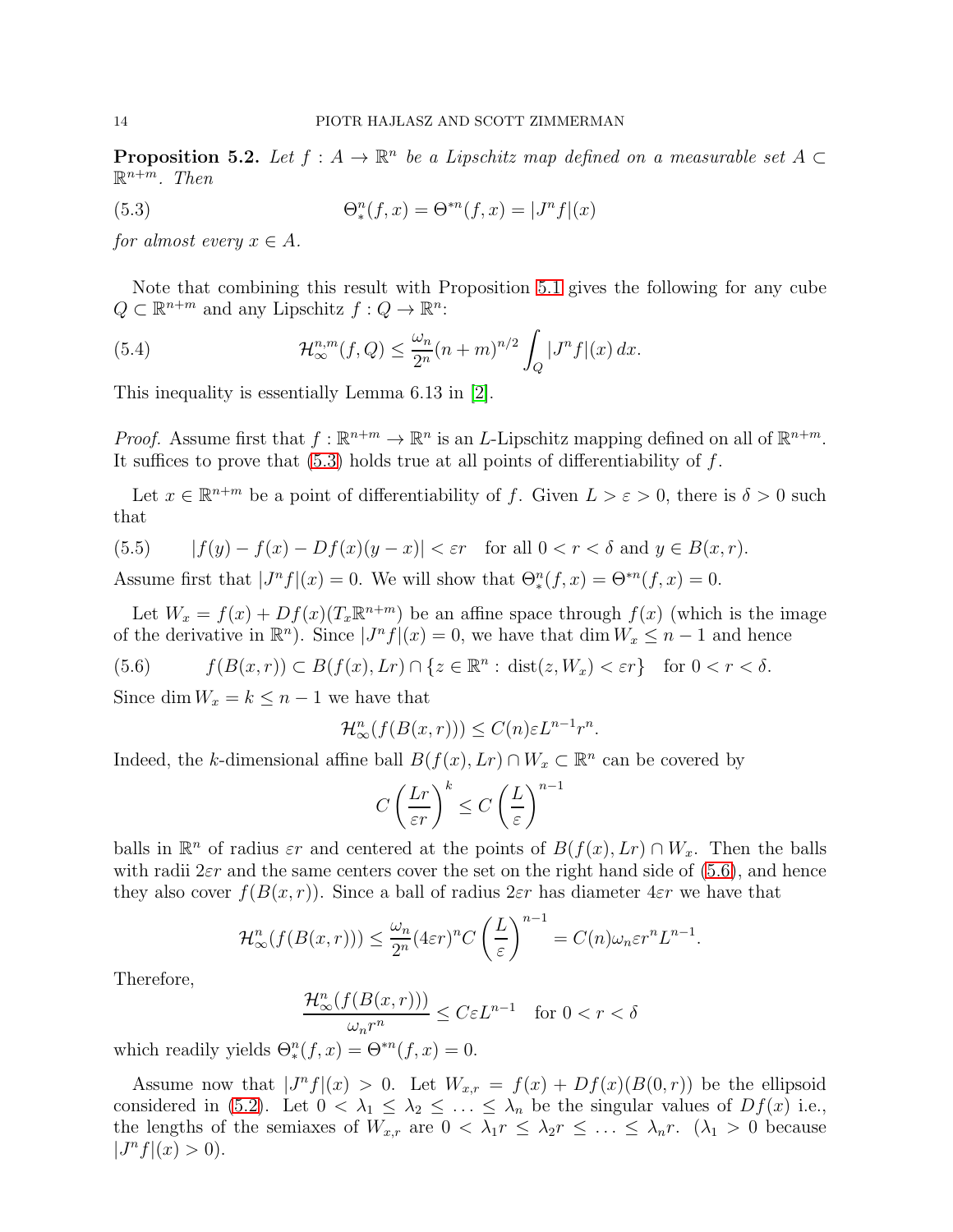**Proposition 5.2.** *Let $f : A \to \mathbb{R}^n$ be a Lipschitz map defined on a measurable set $A \subset \mathbb{R}^{n+m}$. Then*

$$\Theta^n_*(f,x) = \Theta^{*n}(f,x) = |J^n f|(x) \tag{5.3}$$

*for almost every $x \in A$.*

Note that combining this result with Proposition 5.1 gives the following for any cube $Q \subset \mathbb{R}^{n+m}$ and any Lipschitz $f : Q \to \mathbb{R}^n$:

$$\mathcal{H}^{n,m}_\infty(f,Q) \leq \frac{\omega_n}{2^n}(n+m)^{n/2}\int_Q |J^n f|(x)\,dx. \tag{5.4}$$

This inequality is essentially Lemma 6.13 in [2].

*Proof.* Assume first that $f : \mathbb{R}^{n+m} \to \mathbb{R}^n$ is an $L$-Lipschitz mapping defined on all of $\mathbb{R}^{n+m}$. It suffices to prove that (5.3) holds true at all points of differentiability of $f$.

Let $x \in \mathbb{R}^{n+m}$ be a point of differentiability of $f$. Given $L > \varepsilon > 0$, there is $\delta > 0$ such that

$$|f(y) - f(x) - Df(x)(y-x)| < \varepsilon r \quad \text{for all } 0 < r < \delta \text{ and } y \in B(x,r). \tag{5.5}$$

Assume first that $|J^n f|(x) = 0$. We will show that $\Theta^n_*(f,x) = \Theta^{*n}(f,x) = 0$.

Let $W_x = f(x) + Df(x)(T_x\mathbb{R}^{n+m})$ be an affine space through $f(x)$ (which is the image of the derivative in $\mathbb{R}^n$). Since $|J^n f|(x) = 0$, we have that $\dim W_x \leq n-1$ and hence

$$f(B(x,r)) \subset B(f(x),Lr) \cap \{z \in \mathbb{R}^n : \operatorname{dist}(z,W_x) < \varepsilon r\} \quad \text{for } 0 < r < \delta. \tag{5.6}$$

Since $\dim W_x = k \leq n-1$ we have that

$$\mathcal{H}^n_\infty(f(B(x,r))) \leq C(n)\varepsilon L^{n-1} r^n.$$

Indeed, the $k$-dimensional affine ball $B(f(x),Lr) \cap W_x \subset \mathbb{R}^n$ can be covered by

$$C\left(\frac{Lr}{\varepsilon r}\right)^k \leq C\left(\frac{L}{\varepsilon}\right)^{n-1}$$

balls in $\mathbb{R}^n$ of radius $\varepsilon r$ and centered at the points of $B(f(x),Lr) \cap W_x$. Then the balls with radii $2\varepsilon r$ and the same centers cover the set on the right hand side of (5.6), and hence they also cover $f(B(x,r))$. Since a ball of radius $2\varepsilon r$ has diameter $4\varepsilon r$ we have that

$$\mathcal{H}^n_\infty(f(B(x,r))) \leq \frac{\omega_n}{2^n}(4\varepsilon r)^n C\left(\frac{L}{\varepsilon}\right)^{n-1} = C(n)\omega_n \varepsilon r^n L^{n-1}.$$

Therefore,

$$\frac{\mathcal{H}^n_\infty(f(B(x,r)))}{\omega_n r^n} \leq C\varepsilon L^{n-1} \quad \text{for } 0 < r < \delta$$

which readily yields $\Theta^n_*(f,x) = \Theta^{*n}(f,x) = 0$.

Assume now that $|J^n f|(x) > 0$. Let $W_{x,r} = f(x) + Df(x)(B(0,r))$ be the ellipsoid considered in (5.2). Let $0 < \lambda_1 \leq \lambda_2 \leq \ldots \leq \lambda_n$ be the singular values of $Df(x)$ i.e., the lengths of the semiaxes of $W_{x,r}$ are $0 < \lambda_1 r \leq \lambda_2 r \leq \ldots \leq \lambda_n r$. ($\lambda_1 > 0$ because $|J^n f|(x) > 0$).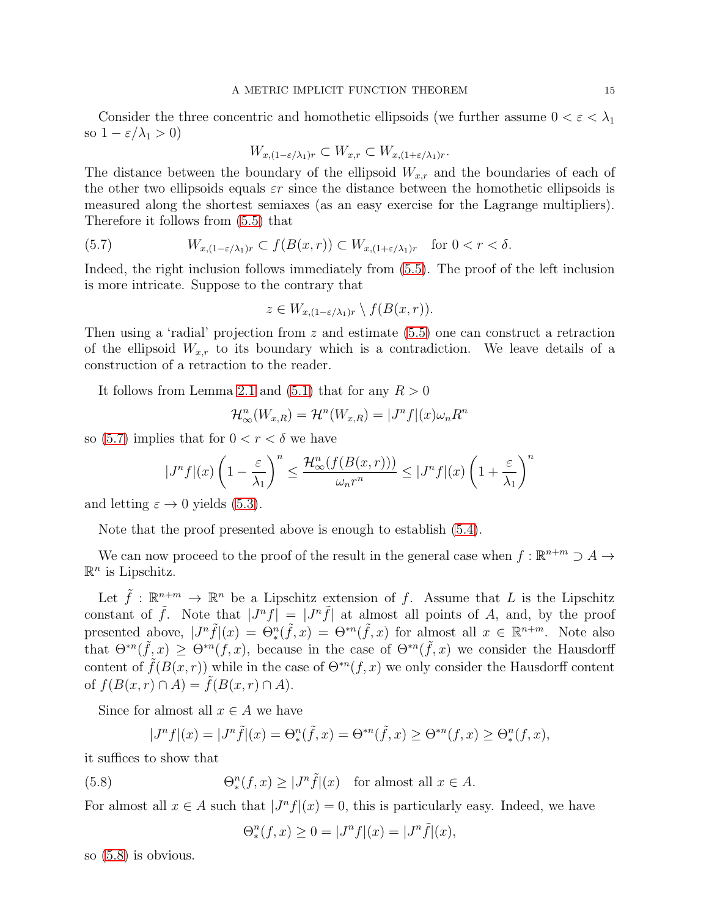Consider the three concentric and homothetic ellipsoids (we further assume $0 < \varepsilon < \lambda_1$ so $1 - \varepsilon/\lambda_1 > 0$)

$$W_{x,(1-\varepsilon/\lambda_1)r} \subset W_{x,r} \subset W_{x,(1+\varepsilon/\lambda_1)r}.$$

The distance between the boundary of the ellipsoid $W_{x,r}$ and the boundaries of each of the other two ellipsoids equals $\varepsilon r$ since the distance between the homothetic ellipsoids is measured along the shortest semiaxes (as an easy exercise for the Lagrange multipliers). Therefore it follows from (5.5) that

$$W_{x,(1-\varepsilon/\lambda_1)r} \subset f(B(x,r)) \subset W_{x,(1+\varepsilon/\lambda_1)r} \quad \text{for } 0 < r < \delta. \tag{5.7}$$

Indeed, the right inclusion follows immediately from (5.5). The proof of the left inclusion is more intricate. Suppose to the contrary that

$$z \in W_{x,(1-\varepsilon/\lambda_1)r} \setminus f(B(x,r)).$$

Then using a 'radial' projection from $z$ and estimate (5.5) one can construct a retraction of the ellipsoid $W_{x,r}$ to its boundary which is a contradiction. We leave details of a construction of a retraction to the reader.

It follows from Lemma 2.1 and (5.1) that for any $R > 0$

$$\mathcal{H}^n_\infty(W_{x,R}) = \mathcal{H}^n(W_{x,R}) = |J^n f|(x)\omega_n R^n$$

so (5.7) implies that for $0 < r < \delta$ we have

$$|J^n f|(x)\left(1 - \frac{\varepsilon}{\lambda_1}\right)^n \leq \frac{\mathcal{H}^n_\infty(f(B(x,r)))}{\omega_n r^n} \leq |J^n f|(x)\left(1 + \frac{\varepsilon}{\lambda_1}\right)^n$$

and letting $\varepsilon \to 0$ yields (5.3).

Note that the proof presented above is enough to establish (5.4).

We can now proceed to the proof of the result in the general case when $f : \mathbb{R}^{n+m} \supset A \to \mathbb{R}^n$ is Lipschitz.

Let $\tilde{f} : \mathbb{R}^{n+m} \to \mathbb{R}^n$ be a Lipschitz extension of $f$. Assume that $L$ is the Lipschitz constant of $\tilde{f}$. Note that $|J^n f| = |J^n \tilde{f}|$ at almost all points of $A$, and, by the proof presented above, $|J^n \tilde{f}|(x) = \Theta^n_*(\tilde{f}, x) = \Theta^{*n}(\tilde{f}, x)$ for almost all $x \in \mathbb{R}^{n+m}$. Note also that $\Theta^{*n}(\tilde{f}, x) \geq \Theta^{*n}(f, x)$, because in the case of $\Theta^{*n}(\tilde{f}, x)$ we consider the Hausdorff content of $\tilde{f}(B(x,r))$ while in the case of $\Theta^{*n}(f, x)$ we only consider the Hausdorff content of $f(B(x,r) \cap A) = \tilde{f}(B(x,r) \cap A)$.

Since for almost all $x \in A$ we have

$$|J^n f|(x) = |J^n \tilde{f}|(x) = \Theta^n_*(\tilde{f}, x) = \Theta^{*n}(\tilde{f}, x) \geq \Theta^{*n}(f, x) \geq \Theta^n_*(f, x),$$

it suffices to show that

$$\Theta^n_*(f, x) \geq |J^n \tilde{f}|(x) \quad \text{for almost all } x \in A. \tag{5.8}$$

For almost all $x \in A$ such that $|J^n f|(x) = 0$, this is particularly easy. Indeed, we have

$$\Theta^n_*(f, x) \geq 0 = |J^n f|(x) = |J^n \tilde{f}|(x),$$

so (5.8) is obvious.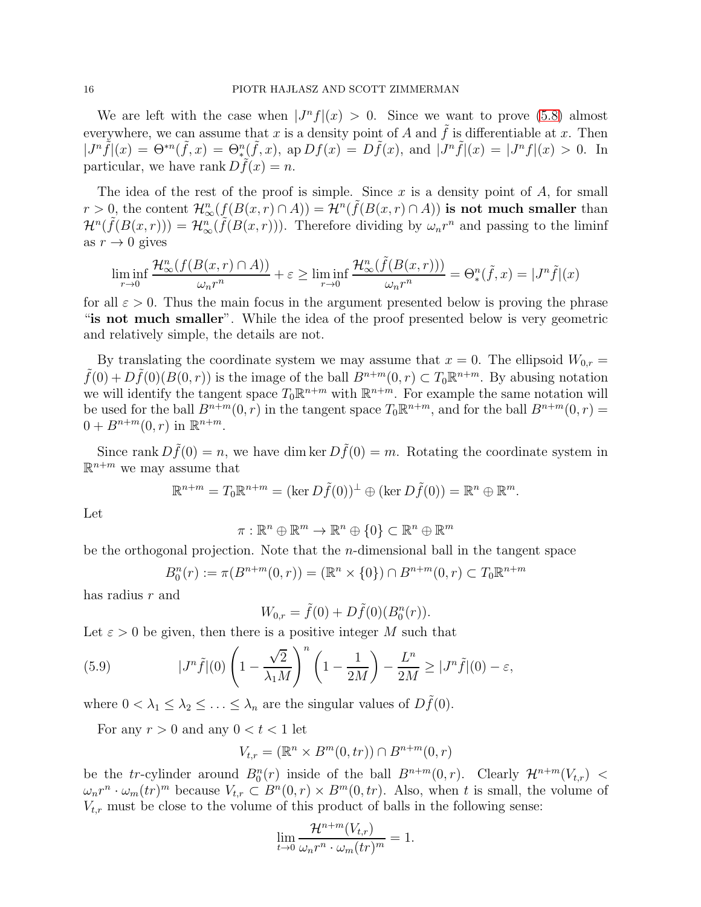We are left with the case when $|J^n f|(x) > 0$. Since we want to prove (5.8) almost everywhere, we can assume that $x$ is a density point of $A$ and $\tilde{f}$ is differentiable at $x$. Then $|J^n \tilde{f}|(x) = \Theta^{*n}(\tilde{f}, x) = \Theta^n_*(\tilde{f}, x)$, $\operatorname{ap} Df(x) = D\tilde{f}(x)$, and $|J^n \tilde{f}|(x) = |J^n f|(x) > 0$. In particular, we have $\operatorname{rank} D\tilde{f}(x) = n$.

The idea of the rest of the proof is simple. Since $x$ is a density point of $A$, for small $r > 0$, the content $\mathcal{H}^n_\infty(f(B(x,r) \cap A)) = \mathcal{H}^n(\tilde{f}(B(x,r) \cap A))$ **is not much smaller** than $\mathcal{H}^n(\tilde{f}(B(x,r))) = \mathcal{H}^n_\infty(\tilde{f}(B(x,r)))$. Therefore dividing by $\omega_n r^n$ and passing to the liminf as $r \to 0$ gives

$$\liminf_{r \to 0} \frac{\mathcal{H}^n_\infty(f(B(x,r) \cap A))}{\omega_n r^n} + \varepsilon \geq \liminf_{r \to 0} \frac{\mathcal{H}^n_\infty(\tilde{f}(B(x,r)))}{\omega_n r^n} = \Theta^n_*(\tilde{f}, x) = |J^n \tilde{f}|(x)$$

for all $\varepsilon > 0$. Thus the main focus in the argument presented below is proving the phrase "**is not much smaller**". While the idea of the proof presented below is very geometric and relatively simple, the details are not.

By translating the coordinate system we may assume that $x = 0$. The ellipsoid $W_{0,r} = \tilde{f}(0) + D\tilde{f}(0)(B(0,r))$ is the image of the ball $B^{n+m}(0,r) \subset T_0\mathbb{R}^{n+m}$. By abusing notation we will identify the tangent space $T_0\mathbb{R}^{n+m}$ with $\mathbb{R}^{n+m}$. For example the same notation will be used for the ball $B^{n+m}(0,r)$ in the tangent space $T_0\mathbb{R}^{n+m}$, and for the ball $B^{n+m}(0,r) = 0 + B^{n+m}(0,r)$ in $\mathbb{R}^{n+m}$.

Since $\operatorname{rank} D\tilde{f}(0) = n$, we have $\dim \ker D\tilde{f}(0) = m$. Rotating the coordinate system in $\mathbb{R}^{n+m}$ we may assume that

$$\mathbb{R}^{n+m} = T_0\mathbb{R}^{n+m} = (\ker D\tilde{f}(0))^\perp \oplus (\ker D\tilde{f}(0)) = \mathbb{R}^n \oplus \mathbb{R}^m.$$

Let

$$\pi : \mathbb{R}^n \oplus \mathbb{R}^m \to \mathbb{R}^n \oplus \{0\} \subset \mathbb{R}^n \oplus \mathbb{R}^m$$

be the orthogonal projection. Note that the $n$-dimensional ball in the tangent space

$$B^n_0(r) := \pi(B^{n+m}(0,r)) = (\mathbb{R}^n \times \{0\}) \cap B^{n+m}(0,r) \subset T_0\mathbb{R}^{n+m}$$

has radius $r$ and

$$W_{0,r} = \tilde{f}(0) + D\tilde{f}(0)(B^n_0(r)).$$

Let $\varepsilon > 0$ be given, then there is a positive integer $M$ such that

$$|J^n \tilde{f}|(0) \left(1 - \frac{\sqrt{2}}{\lambda_1 M}\right)^n \left(1 - \frac{1}{2M}\right) - \frac{L^n}{2M} \geq |J^n \tilde{f}|(0) - \varepsilon, \tag{5.9}$$

where $0 < \lambda_1 \leq \lambda_2 \leq \ldots \leq \lambda_n$ are the singular values of $D\tilde{f}(0)$.

For any $r > 0$ and any $0 < t < 1$ let

$$V_{t,r} = (\mathbb{R}^n \times B^m(0,tr)) \cap B^{n+m}(0,r)$$

be the $tr$-cylinder around $B^n_0(r)$ inside of the ball $B^{n+m}(0,r)$. Clearly $\mathcal{H}^{n+m}(V_{t,r}) < \omega_n r^n \cdot \omega_m (tr)^m$ because $V_{t,r} \subset B^n(0,r) \times B^m(0,tr)$. Also, when $t$ is small, the volume of $V_{t,r}$ must be close to the volume of this product of balls in the following sense:

$$\lim_{t \to 0} \frac{\mathcal{H}^{n+m}(V_{t,r})}{\omega_n r^n \cdot \omega_m (tr)^m} = 1.$$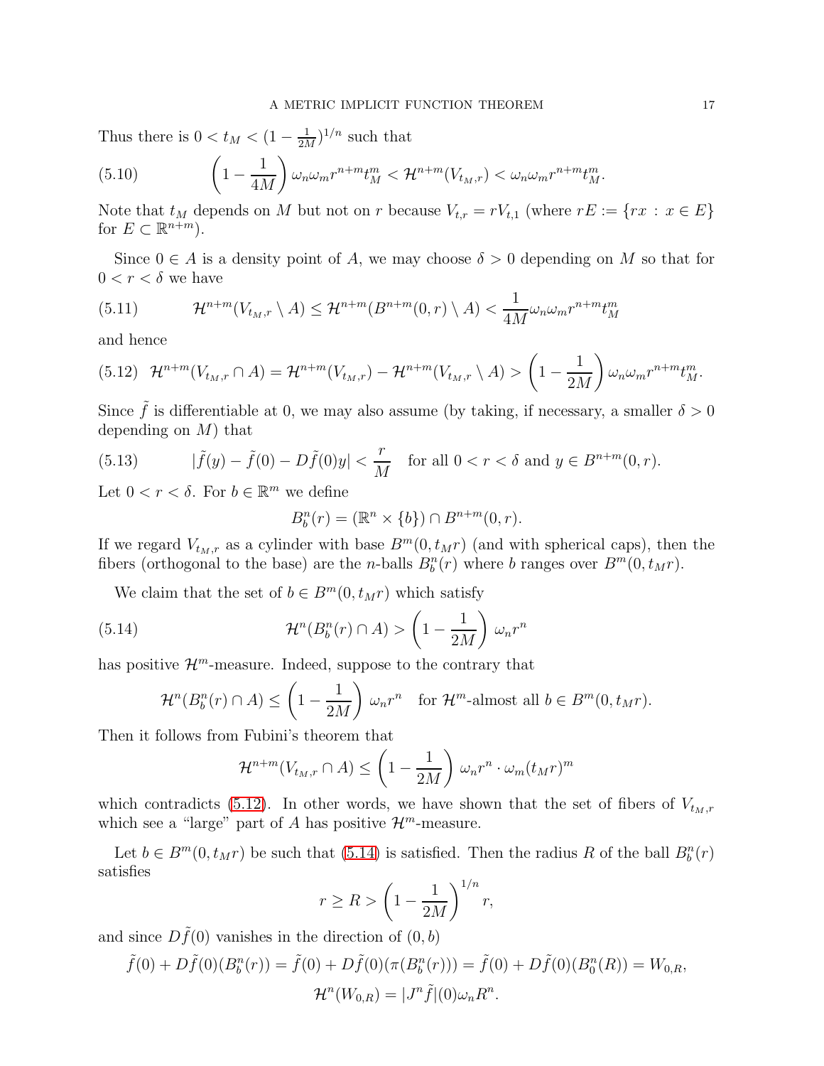Thus there is $0 < t_M < (1 - \frac{1}{2M})^{1/n}$ such that

$$
\left(1 - \frac{1}{4M}\right) \omega_n \omega_m r^{n+m} t_M^m < \mathcal{H}^{n+m}(V_{t_M,r}) < \omega_n \omega_m r^{n+m} t_M^m. \tag{5.10}
$$

Note that $t_M$ depends on $M$ but not on $r$ because $V_{t,r} = rV_{t,1}$ (where $rE := \{rx : x \in E\}$ for $E \subset \mathbb{R}^{n+m}$).

Since $0 \in A$ is a density point of $A$, we may choose $\delta > 0$ depending on $M$ so that for $0 < r < \delta$ we have

$$
\mathcal{H}^{n+m}(V_{t_M,r} \setminus A) \leq \mathcal{H}^{n+m}(B^{n+m}(0,r) \setminus A) < \frac{1}{4M} \omega_n \omega_m r^{n+m} t_M^m \tag{5.11}
$$

and hence

$$
\mathcal{H}^{n+m}(V_{t_M,r} \cap A) = \mathcal{H}^{n+m}(V_{t_M,r}) - \mathcal{H}^{n+m}(V_{t_M,r} \setminus A) > \left(1 - \frac{1}{2M}\right) \omega_n \omega_m r^{n+m} t_M^m. \tag{5.12}
$$

Since $\tilde{f}$ is differentiable at 0, we may also assume (by taking, if necessary, a smaller $\delta > 0$ depending on $M$) that

$$
|\tilde{f}(y) - \tilde{f}(0) - D\tilde{f}(0)y| < \frac{r}{M} \quad \text{for all } 0 < r < \delta \text{ and } y \in B^{n+m}(0,r). \tag{5.13}
$$

Let $0 < r < \delta$. For $b \in \mathbb{R}^m$ we define

$$
B_b^n(r) = (\mathbb{R}^n \times \{b\}) \cap B^{n+m}(0,r).
$$

If we regard $V_{t_M,r}$ as a cylinder with base $B^m(0, t_M r)$ (and with spherical caps), then the fibers (orthogonal to the base) are the $n$-balls $B_b^n(r)$ where $b$ ranges over $B^m(0, t_M r)$.

We claim that the set of $b \in B^m(0, t_M r)$ which satisfy

$$
\mathcal{H}^n(B_b^n(r) \cap A) > \left(1 - \frac{1}{2M}\right) \omega_n r^n \tag{5.14}
$$

has positive $\mathcal{H}^m$-measure. Indeed, suppose to the contrary that

$$
\mathcal{H}^n(B_b^n(r) \cap A) \leq \left(1 - \frac{1}{2M}\right) \omega_n r^n \quad \text{for } \mathcal{H}^m\text{-almost all } b \in B^m(0, t_M r).
$$

Then it follows from Fubini's theorem that

$$
\mathcal{H}^{n+m}(V_{t_M,r} \cap A) \leq \left(1 - \frac{1}{2M}\right) \omega_n r^n \cdot \omega_m (t_M r)^m
$$

which contradicts (5.12). In other words, we have shown that the set of fibers of $V_{t_M,r}$ which see a "large" part of $A$ has positive $\mathcal{H}^m$-measure.

Let $b \in B^m(0, t_M r)$ be such that (5.14) is satisfied. Then the radius $R$ of the ball $B_b^n(r)$ satisfies

$$
r \geq R > \left(1 - \frac{1}{2M}\right)^{1/n} r,
$$

and since $D\tilde{f}(0)$ vanishes in the direction of $(0, b)$

$$
\tilde{f}(0) + D\tilde{f}(0)(B_b^n(r)) = \tilde{f}(0) + D\tilde{f}(0)(\pi(B_b^n(r))) = \tilde{f}(0) + D\tilde{f}(0)(B_0^n(R)) = W_{0,R},
$$

$$
\mathcal{H}^n(W_{0,R}) = |J^n \tilde{f}|(0) \omega_n R^n.
$$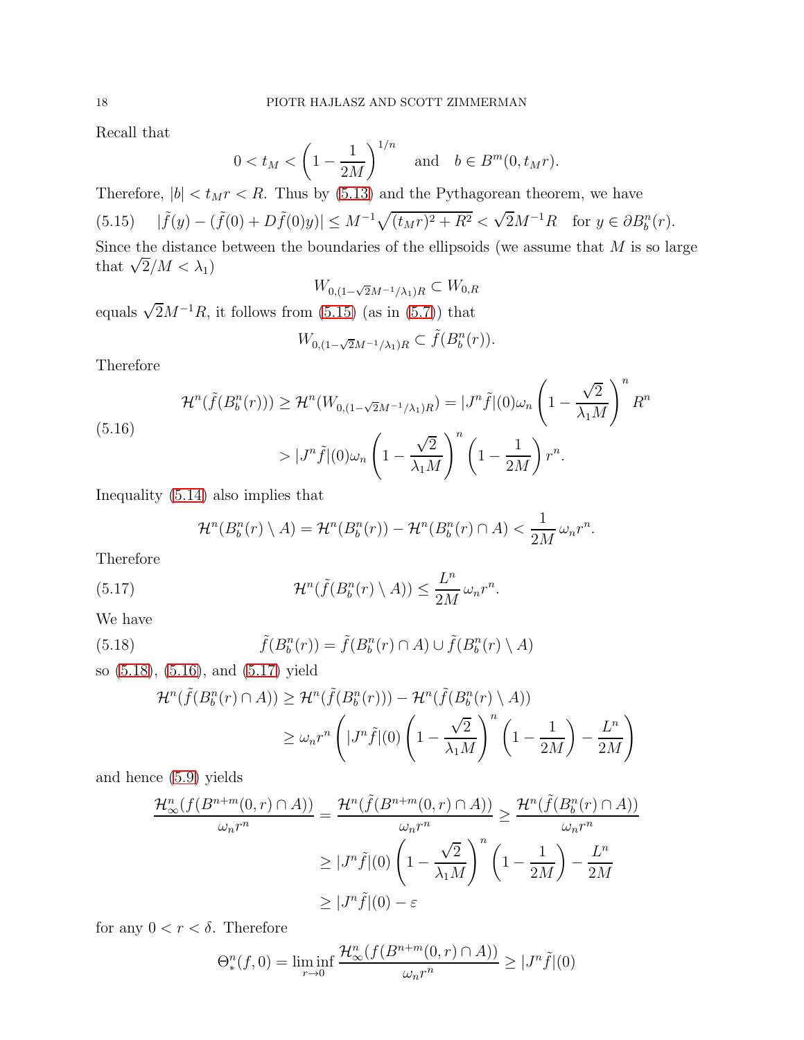Recall that

$$0 < t_M < \left(1 - \frac{1}{2M}\right)^{1/n} \quad \text{and} \quad b \in B^m(0, t_M r).$$

Therefore, $|b| < t_M r < R$. Thus by (5.13) and the Pythagorean theorem, we have

$$|\tilde{f}(y) - (\tilde{f}(0) + D\tilde{f}(0)y)| \leq M^{-1}\sqrt{(t_M r)^2 + R^2} < \sqrt{2}M^{-1}R \quad \text{for } y \in \partial B^n_b(r). \tag{5.15}$$

Since the distance between the boundaries of the ellipsoids (we assume that $M$ is so large that $\sqrt{2}/M < \lambda_1$)

$$W_{0,(1-\sqrt{2}M^{-1}/\lambda_1)R} \subset W_{0,R}$$

equals $\sqrt{2}M^{-1}R$, it follows from (5.15) (as in (5.7)) that

$$W_{0,(1-\sqrt{2}M^{-1}/\lambda_1)R} \subset \tilde{f}(B^n_b(r)).$$

Therefore

$$\begin{aligned}
\mathcal{H}^n(\tilde{f}(B^n_b(r))) &\geq \mathcal{H}^n(W_{0,(1-\sqrt{2}M^{-1}/\lambda_1)R}) = |J^n\tilde{f}|(0)\omega_n\left(1 - \frac{\sqrt{2}}{\lambda_1 M}\right)^n R^n \\
&> |J^n\tilde{f}|(0)\omega_n\left(1 - \frac{\sqrt{2}}{\lambda_1 M}\right)^n \left(1 - \frac{1}{2M}\right) r^n.
\end{aligned} \tag{5.16}$$

Inequality (5.14) also implies that

$$\mathcal{H}^n(B^n_b(r) \setminus A) = \mathcal{H}^n(B^n_b(r)) - \mathcal{H}^n(B^n_b(r) \cap A) < \frac{1}{2M}\,\omega_n r^n.$$

Therefore

$$\mathcal{H}^n(\tilde{f}(B^n_b(r) \setminus A)) \leq \frac{L^n}{2M}\,\omega_n r^n. \tag{5.17}$$

We have

$$\tilde{f}(B^n_b(r)) = \tilde{f}(B^n_b(r) \cap A) \cup \tilde{f}(B^n_b(r) \setminus A) \tag{5.18}$$

so (5.18), (5.16), and (5.17) yield

$$\begin{aligned}
\mathcal{H}^n(\tilde{f}(B^n_b(r) \cap A)) &\geq \mathcal{H}^n(\tilde{f}(B^n_b(r))) - \mathcal{H}^n(\tilde{f}(B^n_b(r) \setminus A)) \\
&\geq \omega_n r^n \left(|J^n\tilde{f}|(0)\left(1 - \frac{\sqrt{2}}{\lambda_1 M}\right)^n \left(1 - \frac{1}{2M}\right) - \frac{L^n}{2M}\right)
\end{aligned}$$

and hence (5.9) yields

$$\begin{aligned}
\frac{\mathcal{H}^n_\infty(f(B^{n+m}(0,r) \cap A))}{\omega_n r^n} &= \frac{\mathcal{H}^n(\tilde{f}(B^{n+m}(0,r) \cap A))}{\omega_n r^n} \geq \frac{\mathcal{H}^n(\tilde{f}(B^n_b(r) \cap A))}{\omega_n r^n} \\
&\geq |J^n\tilde{f}|(0)\left(1 - \frac{\sqrt{2}}{\lambda_1 M}\right)^n \left(1 - \frac{1}{2M}\right) - \frac{L^n}{2M} \\
&\geq |J^n\tilde{f}|(0) - \varepsilon
\end{aligned}$$

for any $0 < r < \delta$. Therefore

$$\Theta^n_*(f, 0) = \liminf_{r \to 0} \frac{\mathcal{H}^n_\infty(f(B^{n+m}(0,r) \cap A))}{\omega_n r^n} \geq |J^n\tilde{f}|(0)$$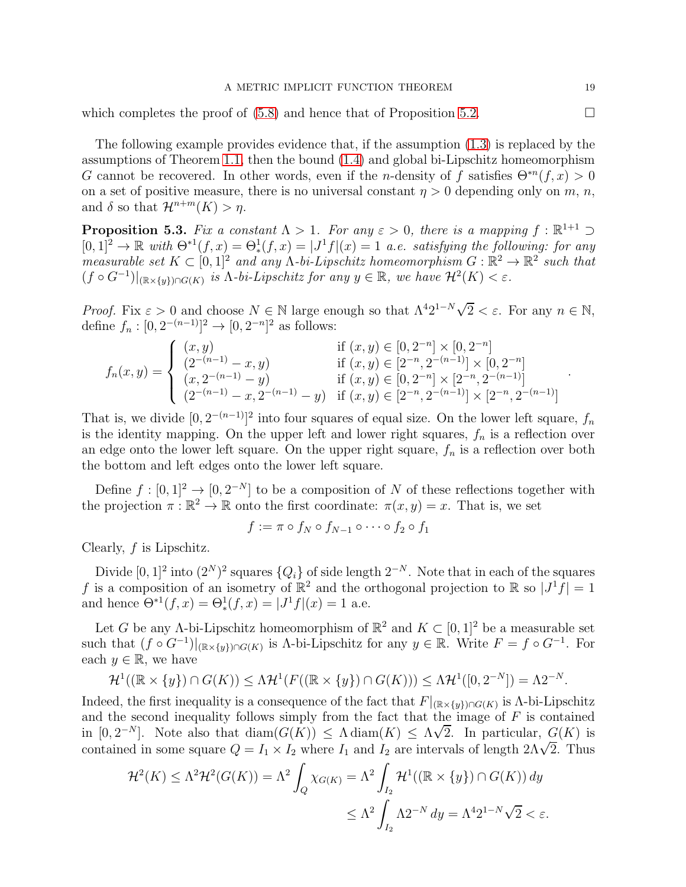which completes the proof of (5.8) and hence that of Proposition 5.2. $\square$

The following example provides evidence that, if the assumption (1.3) is replaced by the assumptions of Theorem 1.1, then the bound (1.4) and global bi-Lipschitz homeomorphism $G$ cannot be recovered. In other words, even if the $n$-density of $f$ satisfies $\Theta^{*n}(f,x) > 0$ on a set of positive measure, there is no universal constant $\eta > 0$ depending only on $m$, $n$, and $\delta$ so that $\mathcal{H}^{n+m}(K) > \eta$.

**Proposition 5.3.** *Fix a constant $\Lambda > 1$. For any $\varepsilon > 0$, there is a mapping $f : \mathbb{R}^{1+1} \supset [0,1]^2 \to \mathbb{R}$ with $\Theta^{*1}(f,x) = \Theta^1_*(f,x) = |J^1 f|(x) = 1$ a.e. satisfying the following: for any measurable set $K \subset [0,1]^2$ and any $\Lambda$-bi-Lipschitz homeomorphism $G : \mathbb{R}^2 \to \mathbb{R}^2$ such that $(f \circ G^{-1})|_{(\mathbb{R}\times\{y\})\cap G(K)}$ is $\Lambda$-bi-Lipschitz for any $y \in \mathbb{R}$, we have $\mathcal{H}^2(K) < \varepsilon$.*

*Proof.* Fix $\varepsilon > 0$ and choose $N \in \mathbb{N}$ large enough so that $\Lambda^4 2^{1-N}\sqrt{2} < \varepsilon$. For any $n \in \mathbb{N}$, define $f_n : [0, 2^{-(n-1)}]^2 \to [0, 2^{-n}]^2$ as follows:

$$
f_n(x,y) = \begin{cases} (x,y) & \text{if } (x,y) \in [0,2^{-n}] \times [0,2^{-n}] \\ (2^{-(n-1)} - x, y) & \text{if } (x,y) \in [2^{-n}, 2^{-(n-1)}] \times [0,2^{-n}] \\ (x, 2^{-(n-1)} - y) & \text{if } (x,y) \in [0,2^{-n}] \times [2^{-n}, 2^{-(n-1)}] \\ (2^{-(n-1)} - x, 2^{-(n-1)} - y) & \text{if } (x,y) \in [2^{-n}, 2^{-(n-1)}] \times [2^{-n}, 2^{-(n-1)}] \end{cases}.
$$

That is, we divide $[0, 2^{-(n-1)}]^2$ into four squares of equal size. On the lower left square, $f_n$ is the identity mapping. On the upper left and lower right squares, $f_n$ is a reflection over an edge onto the lower left square. On the upper right square, $f_n$ is a reflection over both the bottom and left edges onto the lower left square.

Define $f : [0,1]^2 \to [0, 2^{-N}]$ to be a composition of $N$ of these reflections together with the projection $\pi : \mathbb{R}^2 \to \mathbb{R}$ onto the first coordinate: $\pi(x,y) = x$. That is, we set

$$
f := \pi \circ f_N \circ f_{N-1} \circ \cdots \circ f_2 \circ f_1
$$

Clearly, $f$ is Lipschitz.

Divide $[0,1]^2$ into $(2^N)^2$ squares $\{Q_i\}$ of side length $2^{-N}$. Note that in each of the squares $f$ is a composition of an isometry of $\mathbb{R}^2$ and the orthogonal projection to $\mathbb{R}$ so $|J^1 f| = 1$ and hence $\Theta^{*1}(f,x) = \Theta^1_*(f,x) = |J^1 f|(x) = 1$ a.e.

Let $G$ be any $\Lambda$-bi-Lipschitz homeomorphism of $\mathbb{R}^2$ and $K \subset [0,1]^2$ be a measurable set such that $(f \circ G^{-1})|_{(\mathbb{R}\times\{y\})\cap G(K)}$ is $\Lambda$-bi-Lipschitz for any $y \in \mathbb{R}$. Write $F = f \circ G^{-1}$. For each $y \in \mathbb{R}$, we have

$$
\mathcal{H}^1((\mathbb{R}\times\{y\}) \cap G(K)) \le \Lambda \mathcal{H}^1(F((\mathbb{R}\times\{y\}) \cap G(K))) \le \Lambda \mathcal{H}^1([0,2^{-N}]) = \Lambda 2^{-N}.
$$

Indeed, the first inequality is a consequence of the fact that $F|_{(\mathbb{R}\times\{y\})\cap G(K)}$ is $\Lambda$-bi-Lipschitz and the second inequality follows simply from the fact that the image of $F$ is contained in $[0, 2^{-N}]$. Note also that $\operatorname{diam}(G(K)) \le \Lambda \operatorname{diam}(K) \le \Lambda\sqrt{2}$. In particular, $G(K)$ is contained in some square $Q = I_1 \times I_2$ where $I_1$ and $I_2$ are intervals of length $2\Lambda\sqrt{2}$. Thus

$$
\begin{aligned}
\mathcal{H}^2(K) \le \Lambda^2 \mathcal{H}^2(G(K)) = \Lambda^2 \int_Q \chi_{G(K)} &= \Lambda^2 \int_{I_2} \mathcal{H}^1((\mathbb{R}\times\{y\}) \cap G(K))\, dy \\
&\le \Lambda^2 \int_{I_2} \Lambda 2^{-N}\, dy = \Lambda^4 2^{1-N}\sqrt{2} < \varepsilon.
\end{aligned}
$$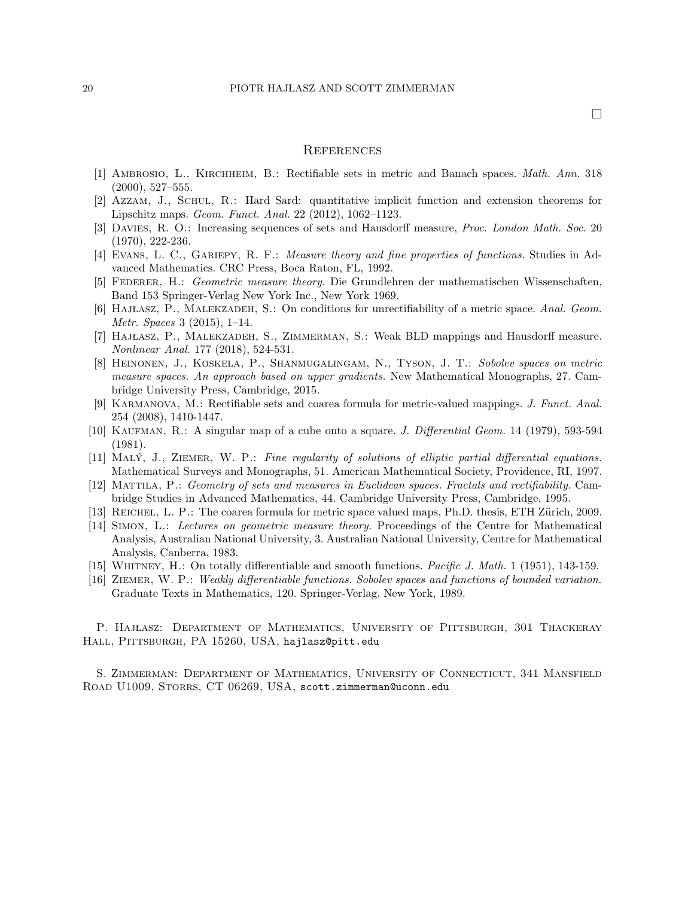□

## References

[1] Ambrosio, L., Kirchheim, B.: Rectifiable sets in metric and Banach spaces. *Math. Ann.* 318 (2000), 527–555.

[2] Azzam, J., Schul, R.: Hard Sard: quantitative implicit function and extension theorems for Lipschitz maps. *Geom. Funct. Anal.* 22 (2012), 1062–1123.

[3] Davies, R. O.: Increasing sequences of sets and Hausdorff measure, *Proc. London Math. Soc.* 20 (1970), 222-236.

[4] Evans, L. C., Gariepy, R. F.: *Measure theory and fine properties of functions.* Studies in Advanced Mathematics. CRC Press, Boca Raton, FL, 1992.

[5] Federer, H.: *Geometric measure theory.* Die Grundlehren der mathematischen Wissenschaften, Band 153 Springer-Verlag New York Inc., New York 1969.

[6] Hajłasz, P., Malekzadeh, S.: On conditions for unrectifiability of a metric space. *Anal. Geom. Metr. Spaces* 3 (2015), 1–14.

[7] Hajłasz, P., Malekzadeh, S., Zimmerman, S.: Weak BLD mappings and Hausdorff measure. *Nonlinear Anal.* 177 (2018), 524-531.

[8] Heinonen, J., Koskela, P., Shanmugalingam, N., Tyson, J. T.: *Sobolev spaces on metric measure spaces. An approach based on upper gradients.* New Mathematical Monographs, 27. Cambridge University Press, Cambridge, 2015.

[9] Karmanova, M.: Rectifiable sets and coarea formula for metric-valued mappings. *J. Funct. Anal.* 254 (2008), 1410-1447.

[10] Kaufman, R.: A singular map of a cube onto a square. *J. Differential Geom.* 14 (1979), 593-594 (1981).

[11] Malý, J., Ziemer, W. P.: *Fine regularity of solutions of elliptic partial differential equations.* Mathematical Surveys and Monographs, 51. American Mathematical Society, Providence, RI, 1997.

[12] Mattila, P.: *Geometry of sets and measures in Euclidean spaces. Fractals and rectifiability.* Cambridge Studies in Advanced Mathematics, 44. Cambridge University Press, Cambridge, 1995.

[13] Reichel, L. P.: The coarea formula for metric space valued maps, Ph.D. thesis, ETH Zürich, 2009.

[14] Simon, L.: *Lectures on geometric measure theory.* Proceedings of the Centre for Mathematical Analysis, Australian National University, 3. Australian National University, Centre for Mathematical Analysis, Canberra, 1983.

[15] Whitney, H.: On totally differentiable and smooth functions. *Pacific J. Math.* 1 (1951), 143-159.

[16] Ziemer, W. P.: *Weakly differentiable functions. Sobolev spaces and functions of bounded variation.* Graduate Texts in Mathematics, 120. Springer-Verlag, New York, 1989.

P. Hajłasz: Department of Mathematics, University of Pittsburgh, 301 Thackeray Hall, Pittsburgh, PA 15260, USA, hajlasz@pitt.edu

S. Zimmerman: Department of Mathematics, University of Connecticut, 341 Mansfield Road U1009, Storrs, CT 06269, USA, scott.zimmerman@uconn.edu